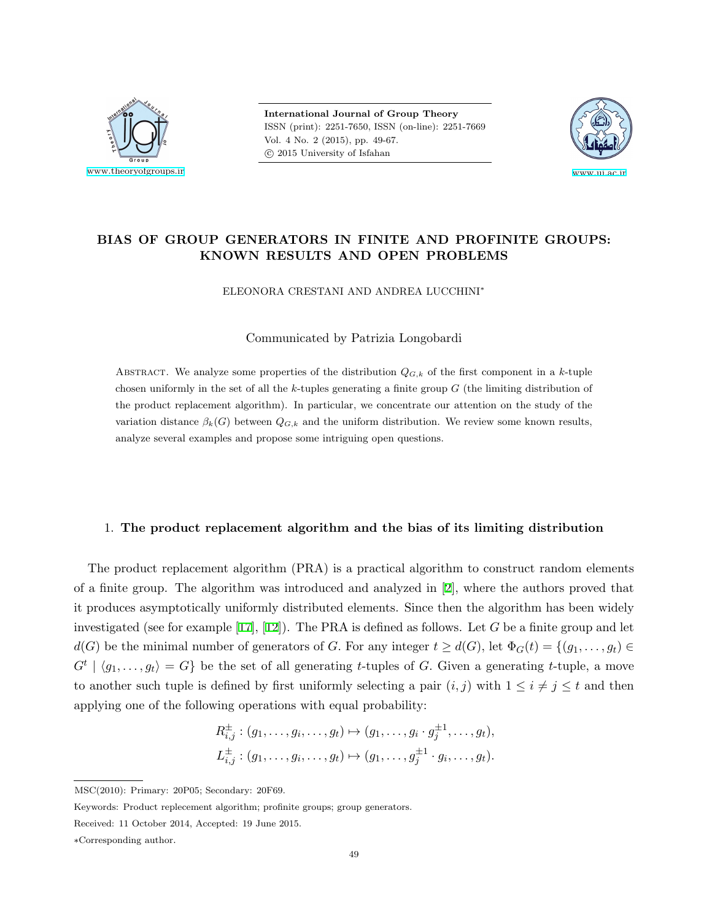# BIAS OF GROUP GENERATORS IN FINITE AND PROFINITE GROUPS: KNOWN RESULTS AND OPEN PROBLEMS

ELEONORA CRESTANI AND ANDREA LUCCHINI*

Communicated by Patrizia Longobardi

Abstract. We analyze some properties of the distribution $Q_{G,k}$ of the first component in a $k$-tuple chosen uniformly in the set of all the $k$-tuples generating a finite group $G$ (the limiting distribution of the product replacement algorithm). In particular, we concentrate our attention on the study of the variation distance $\beta_k(G)$ between $Q_{G,k}$ and the uniform distribution. We review some known results, analyze several examples and propose some intriguing open questions.

## 1. The product replacement algorithm and the bias of its limiting distribution

The product replacement algorithm (PRA) is a practical algorithm to construct random elements of a finite group. The algorithm was introduced and analyzed in [2], where the authors proved that it produces asymptotically uniformly distributed elements. Since then the algorithm has been widely investigated (see for example [17], [12]). The PRA is defined as follows. Let $G$ be a finite group and let $d(G)$ be the minimal number of generators of $G$. For any integer $t \geq d(G)$, let $\Phi_G(t) = \{(g_1, \dots, g_t) \in G^t \mid \langle g_1, \dots, g_t \rangle = G\}$ be the set of all generating $t$-tuples of $G$. Given a generating $t$-tuple, a move to another such tuple is defined by first uniformly selecting a pair $(i, j)$ with $1 \leq i \neq j \leq t$ and then applying one of the following operations with equal probability:

$$R^{\pm}_{i,j} : (g_1, \dots, g_i, \dots, g_t) \mapsto (g_1, \dots, g_i \cdot g_j^{\pm 1}, \dots, g_t),$$
$$L^{\pm}_{i,j} : (g_1, \dots, g_i, \dots, g_t) \mapsto (g_1, \dots, g_j^{\pm 1} \cdot g_i, \dots, g_t).$$

---

MSC(2010): Primary: 20P05; Secondary: 20F69.

Keywords: Product replecement algorithm; profinite groups; group generators.

Received: 11 October 2014, Accepted: 19 June 2015.

*Corresponding author.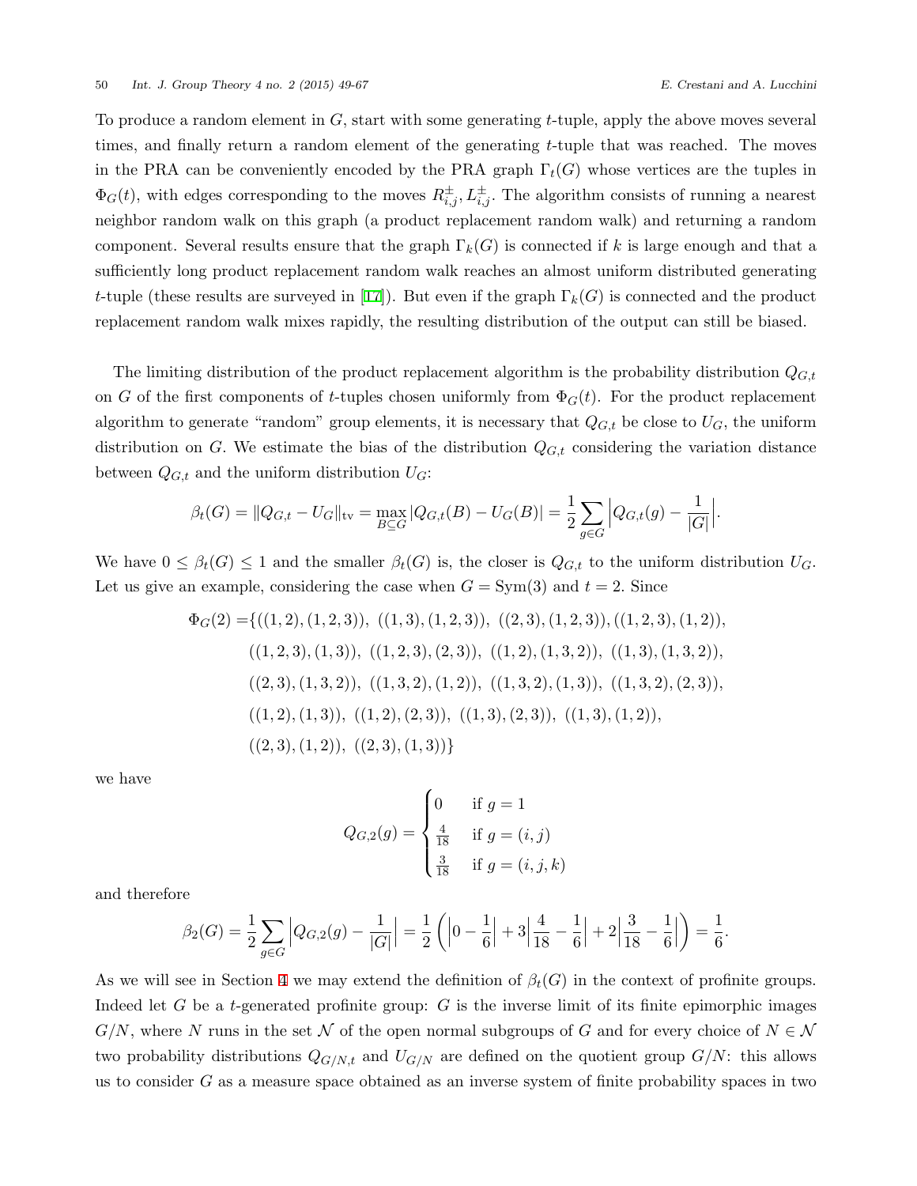To produce a random element in $G$, start with some generating $t$-tuple, apply the above moves several times, and finally return a random element of the generating $t$-tuple that was reached. The moves in the PRA can be conveniently encoded by the PRA graph $\Gamma_t(G)$ whose vertices are the tuples in $\Phi_G(t)$, with edges corresponding to the moves $R^{\pm}_{i,j}, L^{\pm}_{i,j}$. The algorithm consists of running a nearest neighbor random walk on this graph (a product replacement random walk) and returning a random component. Several results ensure that the graph $\Gamma_k(G)$ is connected if $k$ is large enough and that a sufficiently long product replacement random walk reaches an almost uniform distributed generating $t$-tuple (these results are surveyed in [17]). But even if the graph $\Gamma_k(G)$ is connected and the product replacement random walk mixes rapidly, the resulting distribution of the output can still be biased.

The limiting distribution of the product replacement algorithm is the probability distribution $Q_{G,t}$ on $G$ of the first components of $t$-tuples chosen uniformly from $\Phi_G(t)$. For the product replacement algorithm to generate "random" group elements, it is necessary that $Q_{G,t}$ be close to $U_G$, the uniform distribution on $G$. We estimate the bias of the distribution $Q_{G,t}$ considering the variation distance between $Q_{G,t}$ and the uniform distribution $U_G$:

$$\beta_t(G) = \|Q_{G,t} - U_G\|_{\text{tv}} = \max_{B \subseteq G} |Q_{G,t}(B) - U_G(B)| = \frac{1}{2}\sum_{g\in G}\Big|Q_{G,t}(g) - \frac{1}{|G|}\Big|.$$

We have $0 \le \beta_t(G) \le 1$ and the smaller $\beta_t(G)$ is, the closer is $Q_{G,t}$ to the uniform distribution $U_G$. Let us give an example, considering the case when $G = \mathrm{Sym}(3)$ and $t = 2$. Since

$$\begin{aligned}\Phi_G(2) = \{&((1,2),(1,2,3)),\ ((1,3),(1,2,3)),\ ((2,3),(1,2,3)), ((1,2,3),(1,2)),\\ &((1,2,3),(1,3)),\ ((1,2,3),(2,3)),\ ((1,2),(1,3,2)),\ ((1,3),(1,3,2)),\\ &((2,3),(1,3,2)),\ ((1,3,2),(1,2)),\ ((1,3,2),(1,3)),\ ((1,3,2),(2,3)),\\ &((1,2),(1,3)),\ ((1,2),(2,3)),\ ((1,3),(2,3)),\ ((1,3),(1,2)),\\ &((2,3),(1,2)),\ ((2,3),(1,3))\}\end{aligned}$$

we have

$$Q_{G,2}(g) = \begin{cases} 0 & \text{if } g = 1 \\ \frac{4}{18} & \text{if } g = (i,j) \\ \frac{3}{18} & \text{if } g = (i,j,k) \end{cases}$$

and therefore

$$\beta_2(G) = \frac{1}{2}\sum_{g\in G}\Big|Q_{G,2}(g) - \frac{1}{|G|}\Big| = \frac{1}{2}\left(\Big|0 - \frac{1}{6}\Big| + 3\Big|\frac{4}{18} - \frac{1}{6}\Big| + 2\Big|\frac{3}{18} - \frac{1}{6}\Big|\right) = \frac{1}{6}.$$

As we will see in Section 4 we may extend the definition of $\beta_t(G)$ in the context of profinite groups. Indeed let $G$ be a $t$-generated profinite group: $G$ is the inverse limit of its finite epimorphic images $G/N$, where $N$ runs in the set $\mathcal{N}$ of the open normal subgroups of $G$ and for every choice of $N \in \mathcal{N}$ two probability distributions $Q_{G/N,t}$ and $U_{G/N}$ are defined on the quotient group $G/N$: this allows us to consider $G$ as a measure space obtained as an inverse system of finite probability spaces in two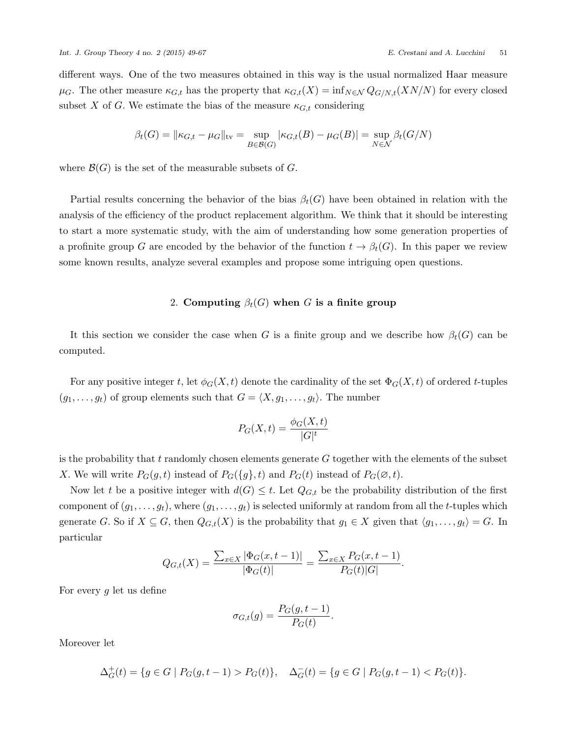different ways. One of the two measures obtained in this way is the usual normalized Haar measure $\mu_G$. The other measure $\kappa_{G,t}$ has the property that $\kappa_{G,t}(X) = \inf_{N \in \mathcal{N}} Q_{G/N,t}(XN/N)$ for every closed subset $X$ of $G$. We estimate the bias of the measure $\kappa_{G,t}$ considering

$$\beta_t(G) = \|\kappa_{G,t} - \mu_G\|_{\text{tv}} = \sup_{B \in \mathcal{B}(G)} |\kappa_{G,t}(B) - \mu_G(B)| = \sup_{N \in \mathcal{N}} \beta_t(G/N)$$

where $\mathcal{B}(G)$ is the set of the measurable subsets of $G$.

Partial results concerning the behavior of the bias $\beta_t(G)$ have been obtained in relation with the analysis of the efficiency of the product replacement algorithm. We think that it should be interesting to start a more systematic study, with the aim of understanding how some generation properties of a profinite group $G$ are encoded by the behavior of the function $t \to \beta_t(G)$. In this paper we review some known results, analyze several examples and propose some intriguing open questions.

## 2. Computing $\beta_t(G)$ when $G$ is a finite group

It this section we consider the case when $G$ is a finite group and we describe how $\beta_t(G)$ can be computed.

For any positive integer $t$, let $\phi_G(X,t)$ denote the cardinality of the set $\Phi_G(X,t)$ of ordered $t$-tuples $(g_1, \ldots, g_t)$ of group elements such that $G = \langle X, g_1, \ldots, g_t \rangle$. The number

$$P_G(X,t) = \frac{\phi_G(X,t)}{|G|^t}$$

is the probability that $t$ randomly chosen elements generate $G$ together with the elements of the subset $X$. We will write $P_G(g,t)$ instead of $P_G(\{g\},t)$ and $P_G(t)$ instead of $P_G(\varnothing,t)$.

Now let $t$ be a positive integer with $d(G) \leq t$. Let $Q_{G,t}$ be the probability distribution of the first component of $(g_1, \ldots, g_t)$, where $(g_1, \ldots, g_t)$ is selected uniformly at random from all the $t$-tuples which generate $G$. So if $X \subseteq G$, then $Q_{G,t}(X)$ is the probability that $g_1 \in X$ given that $\langle g_1, \ldots, g_t \rangle = G$. In particular

$$Q_{G,t}(X) = \frac{\sum_{x \in X} |\Phi_G(x, t-1)|}{|\Phi_G(t)|} = \frac{\sum_{x \in X} P_G(x, t-1)}{P_G(t)|G|}.$$

For every $g$ let us define

$$\sigma_{G,t}(g) = \frac{P_G(g, t-1)}{P_G(t)}.$$

Moreover let

$$\Delta_G^+(t) = \{g \in G \mid P_G(g, t-1) > P_G(t)\}, \quad \Delta_G^-(t) = \{g \in G \mid P_G(g, t-1) < P_G(t)\}.$$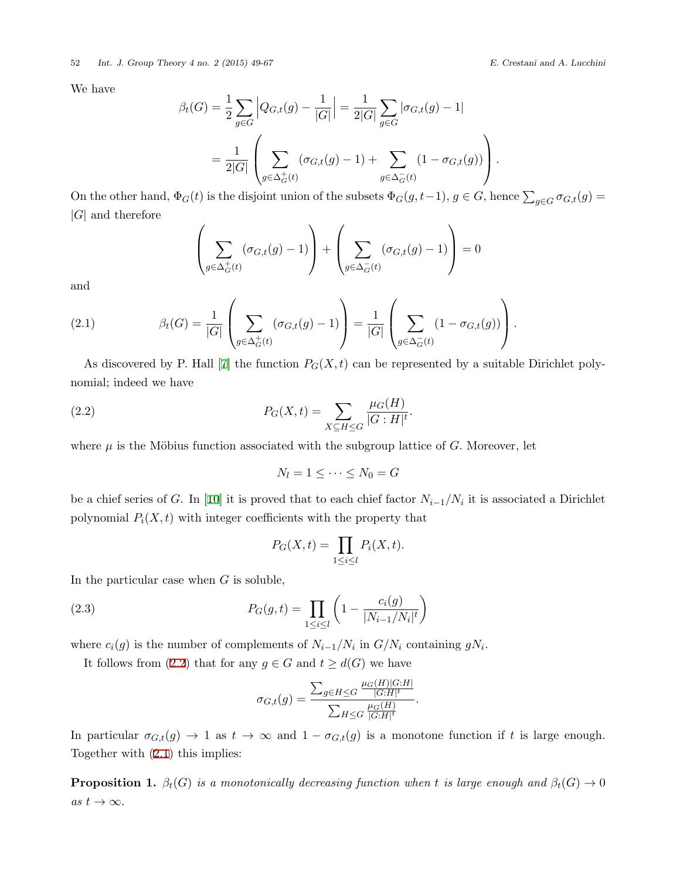We have

$$\beta_t(G) = \frac{1}{2}\sum_{g\in G}\Big|Q_{G,t}(g) - \frac{1}{|G|}\Big| = \frac{1}{2|G|}\sum_{g\in G}|\sigma_{G,t}(g)-1|$$

$$= \frac{1}{2|G|}\left(\sum_{g\in\Delta_G^+(t)}(\sigma_{G,t}(g)-1) + \sum_{g\in\Delta_G^-(t)}(1-\sigma_{G,t}(g))\right).$$

On the other hand, $\Phi_G(t)$ is the disjoint union of the subsets $\Phi_G(g, t-1)$, $g \in G$, hence $\sum_{g\in G}\sigma_{G,t}(g) = |G|$ and therefore

$$\left(\sum_{g\in\Delta_G^+(t)}(\sigma_{G,t}(g)-1)\right) + \left(\sum_{g\in\Delta_G^-(t)}(\sigma_{G,t}(g)-1)\right) = 0$$

and

$$\beta_t(G) = \frac{1}{|G|}\left(\sum_{g\in\Delta_G^+(t)}(\sigma_{G,t}(g)-1)\right) = \frac{1}{|G|}\left(\sum_{g\in\Delta_G^-(t)}(1-\sigma_{G,t}(g))\right). \tag{2.1}$$

As discovered by P. Hall [7] the function $P_G(X,t)$ can be represented by a suitable Dirichlet polynomial; indeed we have

$$P_G(X,t) = \sum_{X\subseteq H\leq G}\frac{\mu_G(H)}{|G:H|^t}. \tag{2.2}$$

where $\mu$ is the Möbius function associated with the subgroup lattice of $G$. Moreover, let

$$N_l = 1 \leq \cdots \leq N_0 = G$$

be a chief series of $G$. In [10] it is proved that to each chief factor $N_{i-1}/N_i$ it is associated a Dirichlet polynomial $P_i(X,t)$ with integer coefficients with the property that

$$P_G(X,t) = \prod_{1\leq i\leq l}P_i(X,t).$$

In the particular case when $G$ is soluble,

$$P_G(g,t) = \prod_{1\leq i\leq l}\left(1 - \frac{c_i(g)}{|N_{i-1}/N_i|^t}\right) \tag{2.3}$$

where $c_i(g)$ is the number of complements of $N_{i-1}/N_i$ in $G/N_i$ containing $gN_i$.

It follows from (2.2) that for any $g \in G$ and $t \geq d(G)$ we have

$$\sigma_{G,t}(g) = \frac{\sum_{g\in H\leq G}\frac{\mu_G(H)|G:H|}{|G:H|^t}}{\sum_{H\leq G}\frac{\mu_G(H)}{|G:H|^t}}.$$

In particular $\sigma_{G,t}(g) \to 1$ as $t \to \infty$ and $1 - \sigma_{G,t}(g)$ is a monotone function if $t$ is large enough. Together with (2.1) this implies:

**Proposition 1.** *$\beta_t(G)$ is a monotonically decreasing function when $t$ is large enough and $\beta_t(G) \to 0$ as $t \to \infty$.*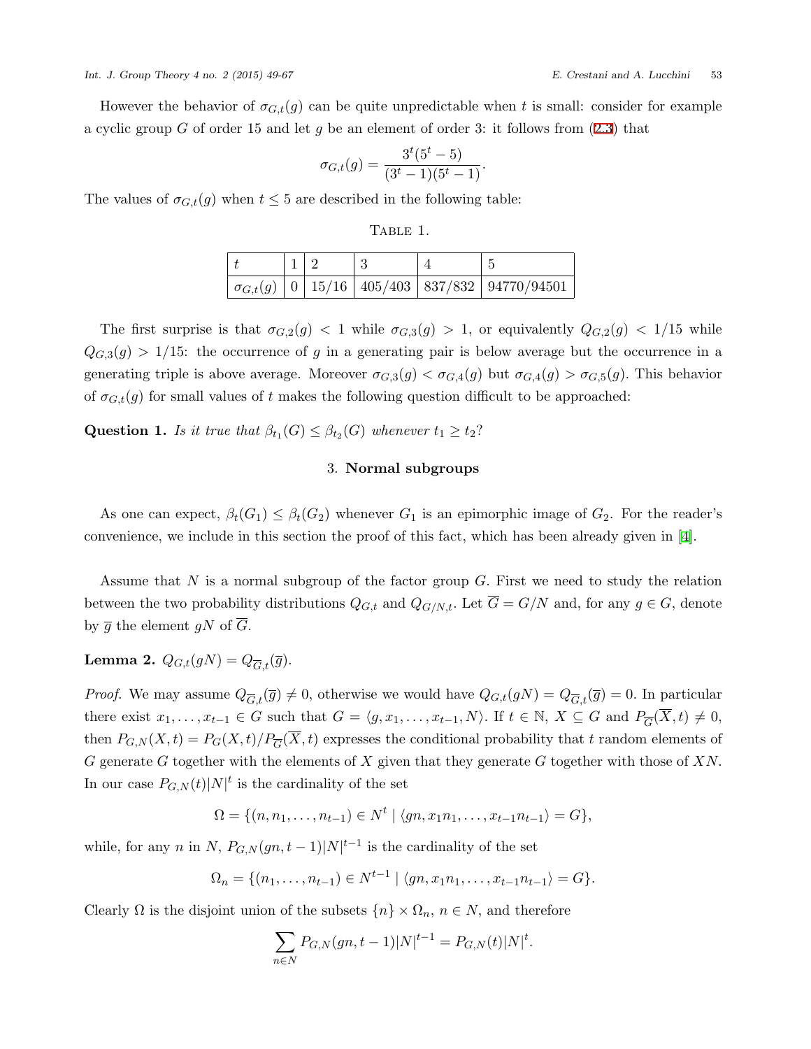However the behavior of $\sigma_{G,t}(g)$ can be quite unpredictable when $t$ is small: consider for example a cyclic group $G$ of order 15 and let $g$ be an element of order 3: it follows from (2.3) that

$$\sigma_{G,t}(g) = \frac{3^t(5^t-5)}{(3^t-1)(5^t-1)}.$$

The values of $\sigma_{G,t}(g)$ when $t \leq 5$ are described in the following table:

Table 1.

| $t$ | 1 | 2 | 3 | 4 | 5 |
|---|---|---|---|---|---|
| $\sigma_{G,t}(g)$ | 0 | 15/16 | 405/403 | 837/832 | 94770/94501 |

The first surprise is that $\sigma_{G,2}(g) < 1$ while $\sigma_{G,3}(g) > 1$, or equivalently $Q_{G,2}(g) < 1/15$ while $Q_{G,3}(g) > 1/15$: the occurrence of $g$ in a generating pair is below average but the occurrence in a generating triple is above average. Moreover $\sigma_{G,3}(g) < \sigma_{G,4}(g)$ but $\sigma_{G,4}(g) > \sigma_{G,5}(g)$. This behavior of $\sigma_{G,t}(g)$ for small values of $t$ makes the following question difficult to be approached:

**Question 1.** *Is it true that $\beta_{t_1}(G) \leq \beta_{t_2}(G)$ whenever $t_1 \geq t_2$?*

## 3. Normal subgroups

As one can expect, $\beta_t(G_1) \leq \beta_t(G_2)$ whenever $G_1$ is an epimorphic image of $G_2$. For the reader's convenience, we include in this section the proof of this fact, which has been already given in [4].

Assume that $N$ is a normal subgroup of the factor group $G$. First we need to study the relation between the two probability distributions $Q_{G,t}$ and $Q_{G/N,t}$. Let $\overline{G} = G/N$ and, for any $g \in G$, denote by $\overline{g}$ the element $gN$ of $\overline{G}$.

**Lemma 2.** $Q_{G,t}(gN) = Q_{\overline{G},t}(\overline{g})$.

*Proof.* We may assume $Q_{\overline{G},t}(\overline{g}) \neq 0$, otherwise we would have $Q_{G,t}(gN) = Q_{\overline{G},t}(\overline{g}) = 0$. In particular there exist $x_1, \ldots, x_{t-1} \in G$ such that $G = \langle g, x_1, \ldots, x_{t-1}, N\rangle$. If $t \in \mathbb{N}$, $X \subseteq G$ and $P_{\overline{G}}(\overline{X}, t) \neq 0$, then $P_{G,N}(X,t) = P_G(X,t)/P_{\overline{G}}(\overline{X}, t)$ expresses the conditional probability that $t$ random elements of $G$ generate $G$ together with the elements of $X$ given that they generate $G$ together with those of $XN$. In our case $P_{G,N}(t)|N|^t$ is the cardinality of the set

$$\Omega = \{(n, n_1, \ldots, n_{t-1}) \in N^t \mid \langle gn, x_1n_1, \ldots, x_{t-1}n_{t-1}\rangle = G\},$$

while, for any $n$ in $N$, $P_{G,N}(gn, t-1)|N|^{t-1}$ is the cardinality of the set

$$\Omega_n = \{(n_1, \ldots, n_{t-1}) \in N^{t-1} \mid \langle gn, x_1n_1, \ldots, x_{t-1}n_{t-1}\rangle = G\}.$$

Clearly $\Omega$ is the disjoint union of the subsets $\{n\} \times \Omega_n$, $n \in N$, and therefore

$$\sum_{n \in N} P_{G,N}(gn, t-1)|N|^{t-1} = P_{G,N}(t)|N|^t.$$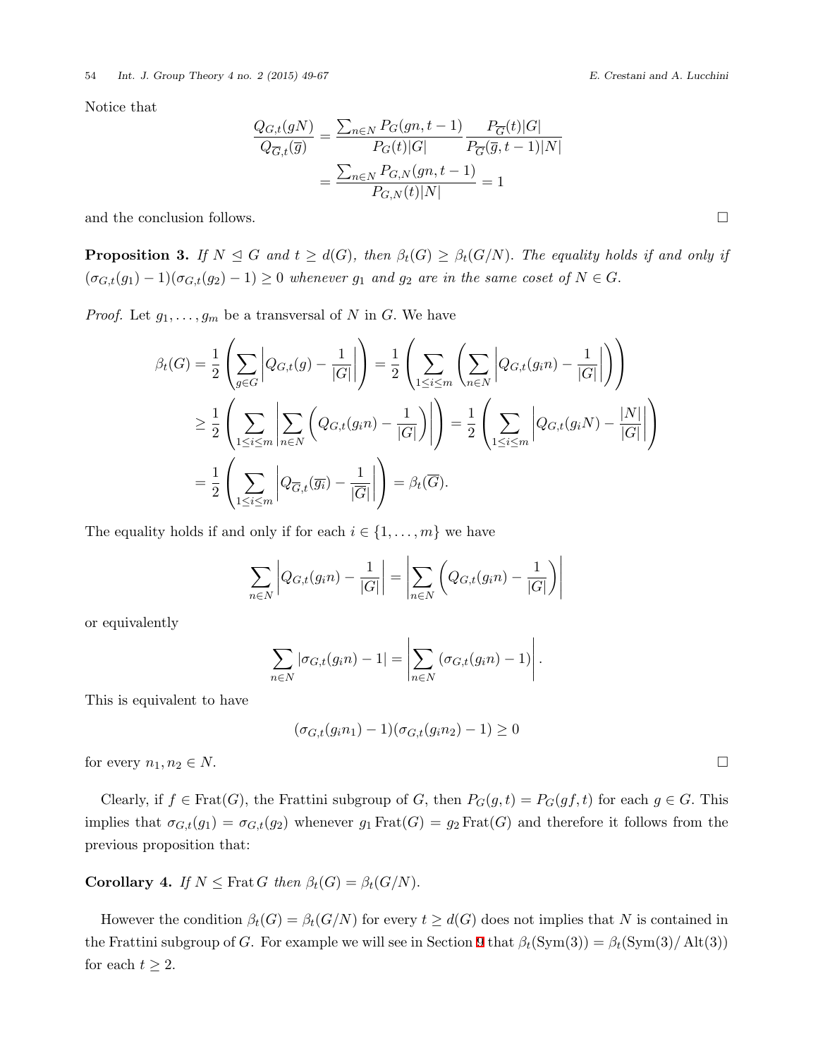Notice that

$$\frac{Q_{G,t}(gN)}{Q_{\overline{G},t}(\overline{g})} = \frac{\sum_{n\in N} P_G(gn, t-1)}{P_G(t)|G|} \frac{P_{\overline{G}}(t)|G|}{P_{\overline{G}}(\overline{g}, t-1)|N|}$$
$$= \frac{\sum_{n\in N} P_{G,N}(gn, t-1)}{P_{G,N}(t)|N|} = 1$$

and the conclusion follows. □

**Proposition 3.** *If $N \trianglelefteq G$ and $t \geq d(G)$, then $\beta_t(G) \geq \beta_t(G/N)$. The equality holds if and only if $(\sigma_{G,t}(g_1) - 1)(\sigma_{G,t}(g_2) - 1) \geq 0$ whenever $g_1$ and $g_2$ are in the same coset of $N \in G$.*

*Proof.* Let $g_1, \dots, g_m$ be a transversal of $N$ in $G$. We have

$$\begin{aligned}
\beta_t(G) &= \frac{1}{2}\left(\sum_{g\in G}\left|Q_{G,t}(g) - \frac{1}{|G|}\right|\right) = \frac{1}{2}\left(\sum_{1\leq i\leq m}\left(\sum_{n\in N}\left|Q_{G,t}(g_i n) - \frac{1}{|G|}\right|\right)\right) \\
&\geq \frac{1}{2}\left(\sum_{1\leq i\leq m}\left|\sum_{n\in N}\left(Q_{G,t}(g_i n) - \frac{1}{|G|}\right)\right|\right) = \frac{1}{2}\left(\sum_{1\leq i\leq m}\left|Q_{G,t}(g_i N) - \frac{|N|}{|G|}\right|\right) \\
&= \frac{1}{2}\left(\sum_{1\leq i\leq m}\left|Q_{\overline{G},t}(\overline{g_i}) - \frac{1}{|\overline{G}|}\right|\right) = \beta_t(\overline{G}).
\end{aligned}$$

The equality holds if and only if for each $i \in \{1, \dots, m\}$ we have

$$\sum_{n\in N}\left|Q_{G,t}(g_i n) - \frac{1}{|G|}\right| = \left|\sum_{n\in N}\left(Q_{G,t}(g_i n) - \frac{1}{|G|}\right)\right|$$

or equivalently

$$\sum_{n\in N}|\sigma_{G,t}(g_i n) - 1| = \left|\sum_{n\in N}(\sigma_{G,t}(g_i n) - 1)\right|.$$

This is equivalent to have

$$(\sigma_{G,t}(g_i n_1) - 1)(\sigma_{G,t}(g_i n_2) - 1) \geq 0$$

for every $n_1, n_2 \in N$. □

Clearly, if $f \in \mathrm{Frat}(G)$, the Frattini subgroup of $G$, then $P_G(g, t) = P_G(gf, t)$ for each $g \in G$. This implies that $\sigma_{G,t}(g_1) = \sigma_{G,t}(g_2)$ whenever $g_1 \mathrm{Frat}(G) = g_2 \mathrm{Frat}(G)$ and therefore it follows from the previous proposition that:

**Corollary 4.** *If $N \leq \mathrm{Frat}\, G$ then $\beta_t(G) = \beta_t(G/N)$.*

However the condition $\beta_t(G) = \beta_t(G/N)$ for every $t \geq d(G)$ does not implies that $N$ is contained in the Frattini subgroup of $G$. For example we will see in Section 9 that $\beta_t(\mathrm{Sym}(3)) = \beta_t(\mathrm{Sym}(3)/\mathrm{Alt}(3))$ for each $t \geq 2$.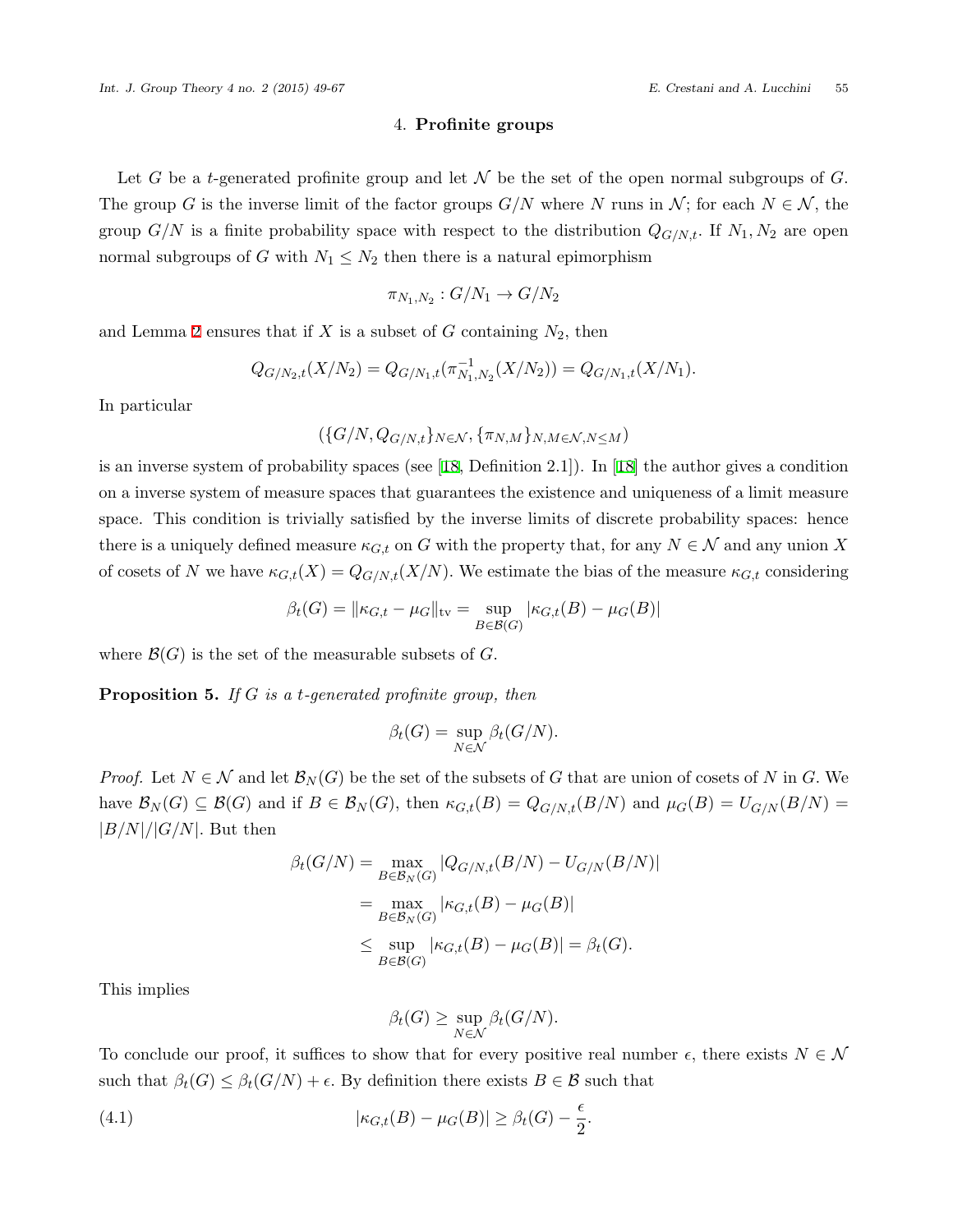## 4. **Profinite groups**

Let $G$ be a $t$-generated profinite group and let $\mathcal{N}$ be the set of the open normal subgroups of $G$. The group $G$ is the inverse limit of the factor groups $G/N$ where $N$ runs in $\mathcal{N}$; for each $N \in \mathcal{N}$, the group $G/N$ is a finite probability space with respect to the distribution $Q_{G/N,t}$. If $N_1, N_2$ are open normal subgroups of $G$ with $N_1 \leq N_2$ then there is a natural epimorphism

$$\pi_{N_1,N_2} : G/N_1 \to G/N_2$$

and Lemma 2 ensures that if $X$ is a subset of $G$ containing $N_2$, then

$$Q_{G/N_2,t}(X/N_2) = Q_{G/N_1,t}(\pi^{-1}_{N_1,N_2}(X/N_2)) = Q_{G/N_1,t}(X/N_1).$$

In particular

$$(\{G/N, Q_{G/N,t}\}_{N\in\mathcal{N}}, \{\pi_{N,M}\}_{N,M\in\mathcal{N},N\leq M})$$

is an inverse system of probability spaces (see [18, Definition 2.1]). In [18] the author gives a condition on a inverse system of measure spaces that guarantees the existence and uniqueness of a limit measure space. This condition is trivially satisfied by the inverse limits of discrete probability spaces: hence there is a uniquely defined measure $\kappa_{G,t}$ on $G$ with the property that, for any $N \in \mathcal{N}$ and any union $X$ of cosets of $N$ we have $\kappa_{G,t}(X) = Q_{G/N,t}(X/N)$. We estimate the bias of the measure $\kappa_{G,t}$ considering

$$\beta_t(G) = \|\kappa_{G,t} - \mu_G\|_{\text{tv}} = \sup_{B\in\mathcal{B}(G)} |\kappa_{G,t}(B) - \mu_G(B)|$$

where $\mathcal{B}(G)$ is the set of the measurable subsets of $G$.

**Proposition 5.** *If $G$ is a $t$-generated profinite group, then*

$$\beta_t(G) = \sup_{N\in\mathcal{N}} \beta_t(G/N).$$

*Proof.* Let $N \in \mathcal{N}$ and let $\mathcal{B}_N(G)$ be the set of the subsets of $G$ that are union of cosets of $N$ in $G$. We have $\mathcal{B}_N(G) \subseteq \mathcal{B}(G)$ and if $B \in \mathcal{B}_N(G)$, then $\kappa_{G,t}(B) = Q_{G/N,t}(B/N)$ and $\mu_G(B) = U_{G/N}(B/N) = |B/N|/|G/N|$. But then

$$\begin{aligned}
\beta_t(G/N) &= \max_{B\in\mathcal{B}_N(G)} |Q_{G/N,t}(B/N) - U_{G/N}(B/N)| \\
&= \max_{B\in\mathcal{B}_N(G)} |\kappa_{G,t}(B) - \mu_G(B)| \\
&\leq \sup_{B\in\mathcal{B}(G)} |\kappa_{G,t}(B) - \mu_G(B)| = \beta_t(G).
\end{aligned}$$

This implies

$$\beta_t(G) \geq \sup_{N\in\mathcal{N}} \beta_t(G/N).$$

To conclude our proof, it suffices to show that for every positive real number $\epsilon$, there exists $N \in \mathcal{N}$ such that $\beta_t(G) \leq \beta_t(G/N) + \epsilon$. By definition there exists $B \in \mathcal{B}$ such that

$$|\kappa_{G,t}(B) - \mu_G(B)| \geq \beta_t(G) - \frac{\epsilon}{2}. \tag{4.1}$$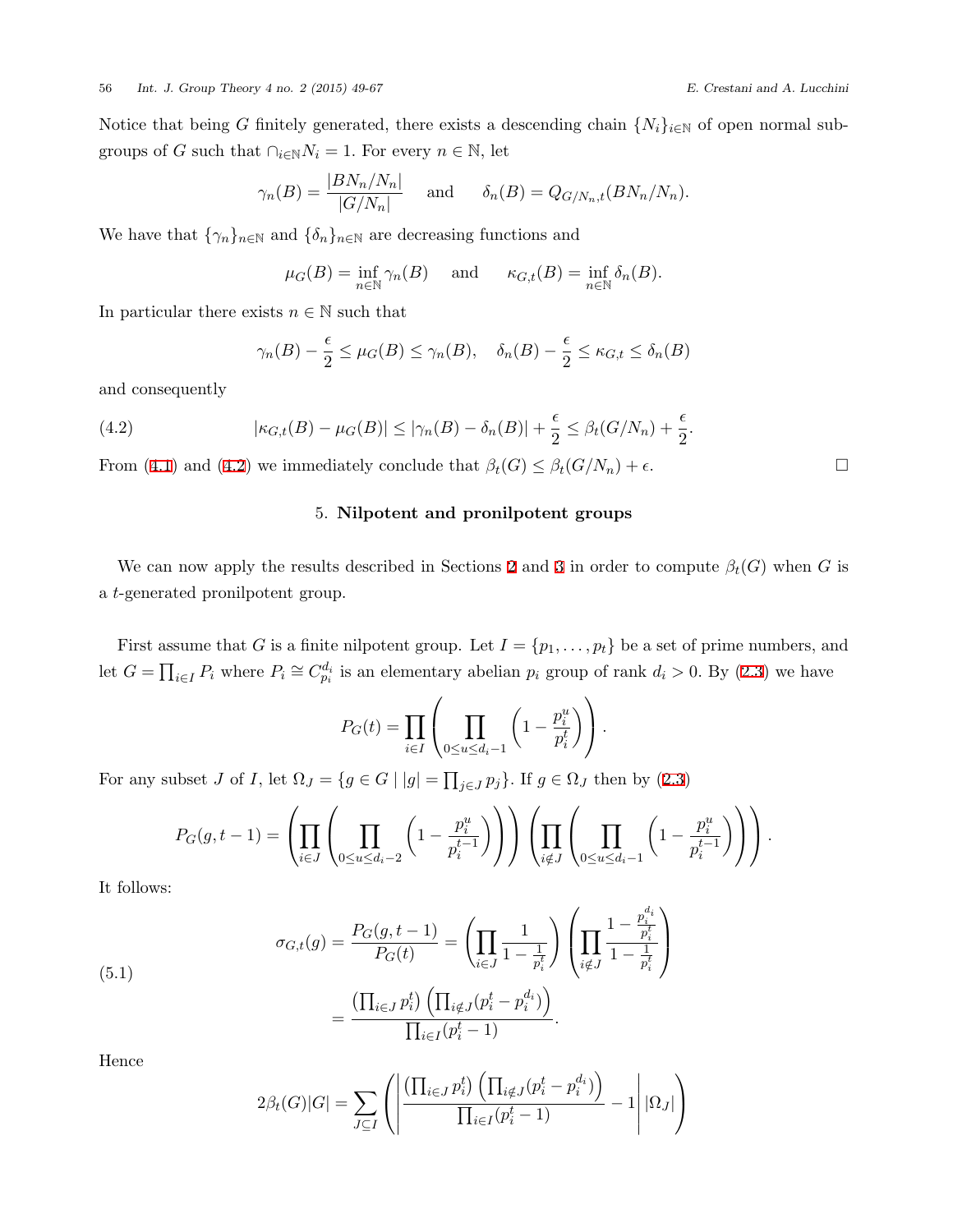Notice that being $G$ finitely generated, there exists a descending chain $\{N_i\}_{i\in\mathbb{N}}$ of open normal subgroups of $G$ such that $\cap_{i\in\mathbb{N}} N_i = 1$. For every $n \in \mathbb{N}$, let

$$\gamma_n(B) = \frac{|BN_n/N_n|}{|G/N_n|} \quad \text{and} \quad \delta_n(B) = Q_{G/N_n,t}(BN_n/N_n).$$

We have that $\{\gamma_n\}_{n\in\mathbb{N}}$ and $\{\delta_n\}_{n\in\mathbb{N}}$ are decreasing functions and

$$\mu_G(B) = \inf_{n\in\mathbb{N}} \gamma_n(B) \quad \text{and} \quad \kappa_{G,t}(B) = \inf_{n\in\mathbb{N}} \delta_n(B).$$

In particular there exists $n \in \mathbb{N}$ such that

$$\gamma_n(B) - \frac{\epsilon}{2} \leq \mu_G(B) \leq \gamma_n(B), \quad \delta_n(B) - \frac{\epsilon}{2} \leq \kappa_{G,t} \leq \delta_n(B)$$

and consequently

$$|\kappa_{G,t}(B) - \mu_G(B)| \leq |\gamma_n(B) - \delta_n(B)| + \frac{\epsilon}{2} \leq \beta_t(G/N_n) + \frac{\epsilon}{2}. \tag{4.2}$$

From (4.1) and (4.2) we immediately conclude that $\beta_t(G) \leq \beta_t(G/N_n) + \epsilon$. □

## 5. Nilpotent and pronilpotent groups

We can now apply the results described in Sections 2 and 3 in order to compute $\beta_t(G)$ when $G$ is a $t$-generated pronilpotent group.

First assume that $G$ is a finite nilpotent group. Let $I = \{p_1, \dots, p_t\}$ be a set of prime numbers, and let $G = \prod_{i\in I} P_i$ where $P_i \cong C_{p_i}^{d_i}$ is an elementary abelian $p_i$ group of rank $d_i > 0$. By (2.3) we have

$$P_G(t) = \prod_{i\in I} \left( \prod_{0\leq u\leq d_i-1} \left(1 - \frac{p_i^u}{p_i^t}\right) \right).$$

For any subset $J$ of $I$, let $\Omega_J = \{g \in G \mid |g| = \prod_{j\in J} p_j\}$. If $g \in \Omega_J$ then by (2.3)

$$P_G(g, t-1) = \left( \prod_{i\in J} \left( \prod_{0\leq u\leq d_i-2} \left(1 - \frac{p_i^u}{p_i^{t-1}}\right) \right) \right) \left( \prod_{i\notin J} \left( \prod_{0\leq u\leq d_i-1} \left(1 - \frac{p_i^u}{p_i^{t-1}}\right) \right) \right).$$

It follows:

$$\begin{aligned} \sigma_{G,t}(g) = \frac{P_G(g,t-1)}{P_G(t)} &= \left( \prod_{i\in J} \frac{1}{1 - \frac{1}{p_i^t}} \right) \left( \prod_{i\notin J} \frac{1 - \frac{p_i^{d_i}}{p_i^t}}{1 - \frac{1}{p_i^t}} \right) \\ &= \frac{\left(\prod_{i\in J} p_i^t\right)\left(\prod_{i\notin J}(p_i^t - p_i^{d_i})\right)}{\prod_{i\in I}(p_i^t - 1)}. \end{aligned} \tag{5.1}$$

Hence

$$2\beta_t(G)|G| = \sum_{J\subseteq I} \left( \left| \frac{\left(\prod_{i\in J} p_i^t\right)\left(\prod_{i\notin J}(p_i^t - p_i^{d_i})\right)}{\prod_{i\in I}(p_i^t - 1)} - 1 \right| |\Omega_J| \right)$$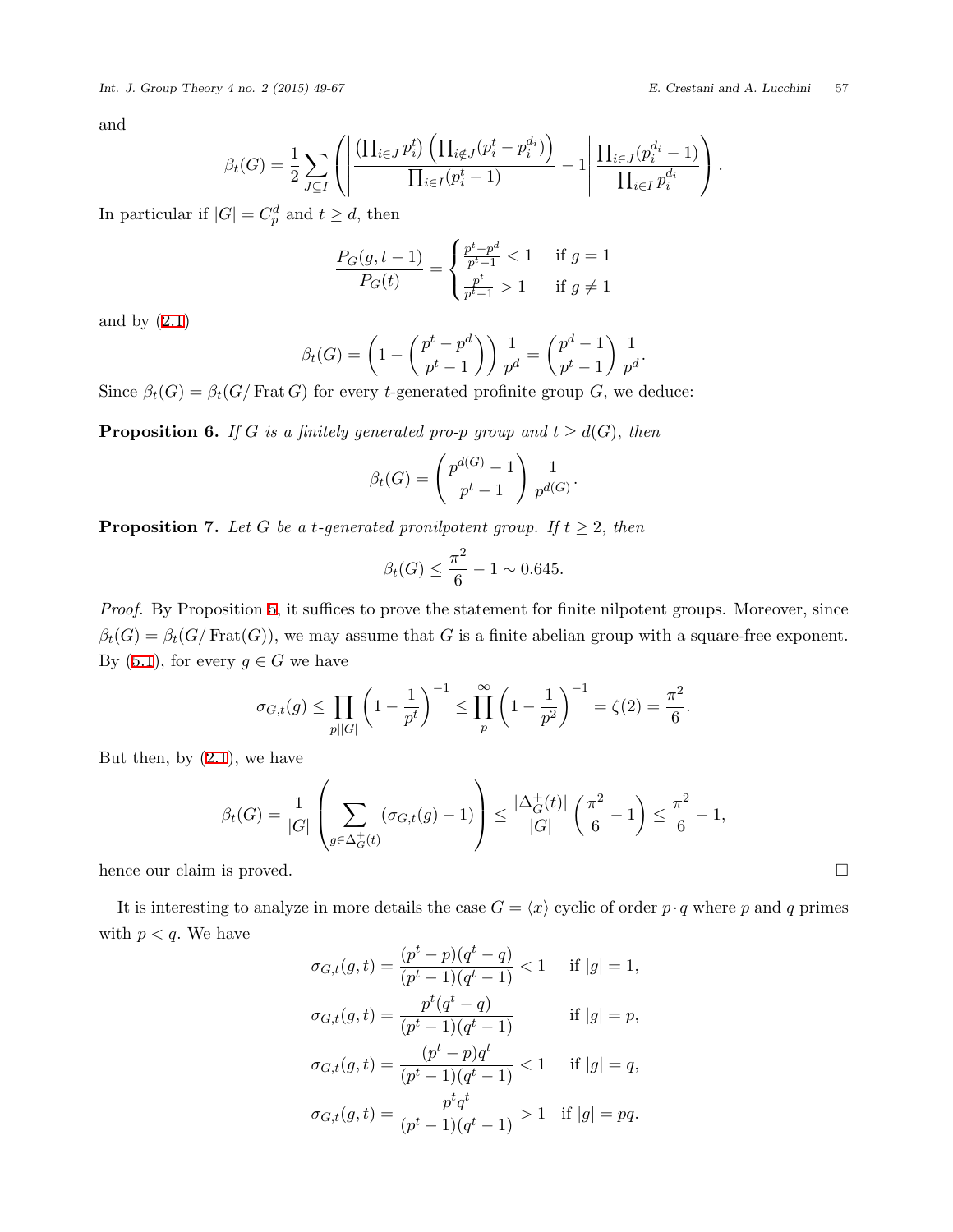and

$$\beta_t(G) = \frac{1}{2}\sum_{J\subseteq I}\left(\left|\frac{\left(\prod_{i\in J}p_i^t\right)\left(\prod_{i\notin J}(p_i^t - p_i^{d_i})\right)}{\prod_{i\in I}(p_i^t-1)} - 1\right|\frac{\prod_{i\in J}(p_i^{d_i}-1)}{\prod_{i\in I}p_i^{d_i}}\right).$$

In particular if $|G| = C_p^d$ and $t \geq d$, then

$$\frac{P_G(g,t-1)}{P_G(t)} = \begin{cases} \frac{p^t-p^d}{p^t-1} < 1 & \text{if } g = 1 \\ \frac{p^t}{p^t-1} > 1 & \text{if } g \neq 1 \end{cases}$$

and by (2.1)

$$\beta_t(G) = \left(1 - \left(\frac{p^t-p^d}{p^t-1}\right)\right)\frac{1}{p^d} = \left(\frac{p^d-1}{p^t-1}\right)\frac{1}{p^d}.$$

Since $\beta_t(G) = \beta_t(G/\operatorname{Frat} G)$ for every $t$-generated profinite group $G$, we deduce:

**Proposition 6.** *If $G$ is a finitely generated pro-$p$ group and $t \geq d(G)$, then*

$$\beta_t(G) = \left(\frac{p^{d(G)}-1}{p^t-1}\right)\frac{1}{p^{d(G)}}.$$

**Proposition 7.** *Let $G$ be a $t$-generated pronilpotent group. If $t \geq 2$, then*

$$\beta_t(G) \leq \frac{\pi^2}{6} - 1 \sim 0.645.$$

*Proof.* By Proposition 5, it suffices to prove the statement for finite nilpotent groups. Moreover, since $\beta_t(G) = \beta_t(G/\operatorname{Frat}(G))$, we may assume that $G$ is a finite abelian group with a square-free exponent. By (5.1), for every $g \in G$ we have

$$\sigma_{G,t}(g) \leq \prod_{p||G|}\left(1-\frac{1}{p^t}\right)^{-1} \leq \prod_{p}^{\infty}\left(1-\frac{1}{p^2}\right)^{-1} = \zeta(2) = \frac{\pi^2}{6}.$$

But then, by (2.1), we have

$$\beta_t(G) = \frac{1}{|G|}\left(\sum_{g\in\Delta_G^+(t)}(\sigma_{G,t}(g)-1)\right) \leq \frac{|\Delta_G^+(t)|}{|G|}\left(\frac{\pi^2}{6}-1\right) \leq \frac{\pi^2}{6}-1,$$

hence our claim is proved. $\square$

It is interesting to analyze in more details the case $G = \langle x\rangle$ cyclic of order $p\cdot q$ where $p$ and $q$ primes with $p < q$. We have

$$\sigma_{G,t}(g,t) = \frac{(p^t-p)(q^t-q)}{(p^t-1)(q^t-1)} < 1 \quad \text{if } |g| = 1,$$

$$\sigma_{G,t}(g,t) = \frac{p^t(q^t-q)}{(p^t-1)(q^t-1)} \quad \text{if } |g| = p,$$

$$\sigma_{G,t}(g,t) = \frac{(p^t-p)q^t}{(p^t-1)(q^t-1)} < 1 \quad \text{if } |g| = q,$$

$$\sigma_{G,t}(g,t) = \frac{p^tq^t}{(p^t-1)(q^t-1)} > 1 \quad \text{if } |g| = pq.$$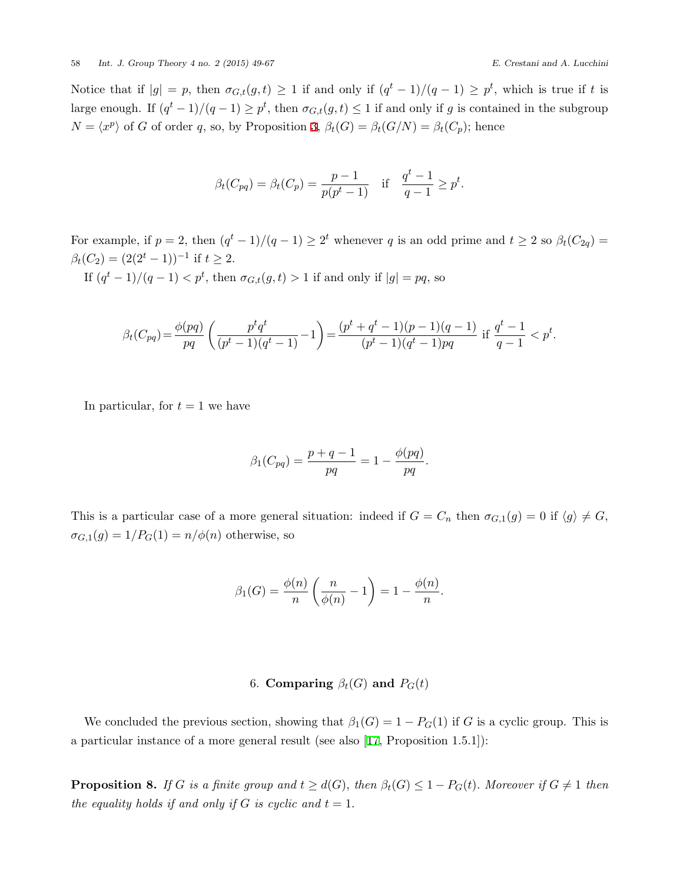Notice that if $|g| = p$, then $\sigma_{G,t}(g,t) \geq 1$ if and only if $(q^t-1)/(q-1) \geq p^t$, which is true if $t$ is large enough. If $(q^t-1)/(q-1) \geq p^t$, then $\sigma_{G,t}(g,t) \leq 1$ if and only if $g$ is contained in the subgroup $N = \langle x^p \rangle$ of $G$ of order $q$, so, by Proposition 3, $\beta_t(G) = \beta_t(G/N) = \beta_t(C_p)$; hence

$$\beta_t(C_{pq}) = \beta_t(C_p) = \frac{p-1}{p(p^t-1)} \quad \text{if} \quad \frac{q^t-1}{q-1} \geq p^t.$$

For example, if $p = 2$, then $(q^t-1)/(q-1) \geq 2^t$ whenever $q$ is an odd prime and $t \geq 2$ so $\beta_t(C_{2q}) = \beta_t(C_2) = (2(2^t-1))^{-1}$ if $t \geq 2$.

If $(q^t-1)/(q-1) < p^t$, then $\sigma_{G,t}(g,t) > 1$ if and only if $|g| = pq$, so

$$\beta_t(C_{pq}) = \frac{\phi(pq)}{pq}\left(\frac{p^t q^t}{(p^t-1)(q^t-1)} - 1\right) = \frac{(p^t+q^t-1)(p-1)(q-1)}{(p^t-1)(q^t-1)pq} \text{ if } \frac{q^t-1}{q-1} < p^t.$$

In particular, for $t = 1$ we have

$$\beta_1(C_{pq}) = \frac{p+q-1}{pq} = 1 - \frac{\phi(pq)}{pq}.$$

This is a particular case of a more general situation: indeed if $G = C_n$ then $\sigma_{G,1}(g) = 0$ if $\langle g \rangle \neq G$, $\sigma_{G,1}(g) = 1/P_G(1) = n/\phi(n)$ otherwise, so

$$\beta_1(G) = \frac{\phi(n)}{n}\left(\frac{n}{\phi(n)} - 1\right) = 1 - \frac{\phi(n)}{n}.$$

## 6. Comparing $\beta_t(G)$ and $P_G(t)$

We concluded the previous section, showing that $\beta_1(G) = 1 - P_G(1)$ if $G$ is a cyclic group. This is a particular instance of a more general result (see also [17, Proposition 1.5.1]):

**Proposition 8.** *If $G$ is a finite group and $t \geq d(G)$, then $\beta_t(G) \leq 1 - P_G(t)$. Moreover if $G \neq 1$ then the equality holds if and only if $G$ is cyclic and $t = 1$.*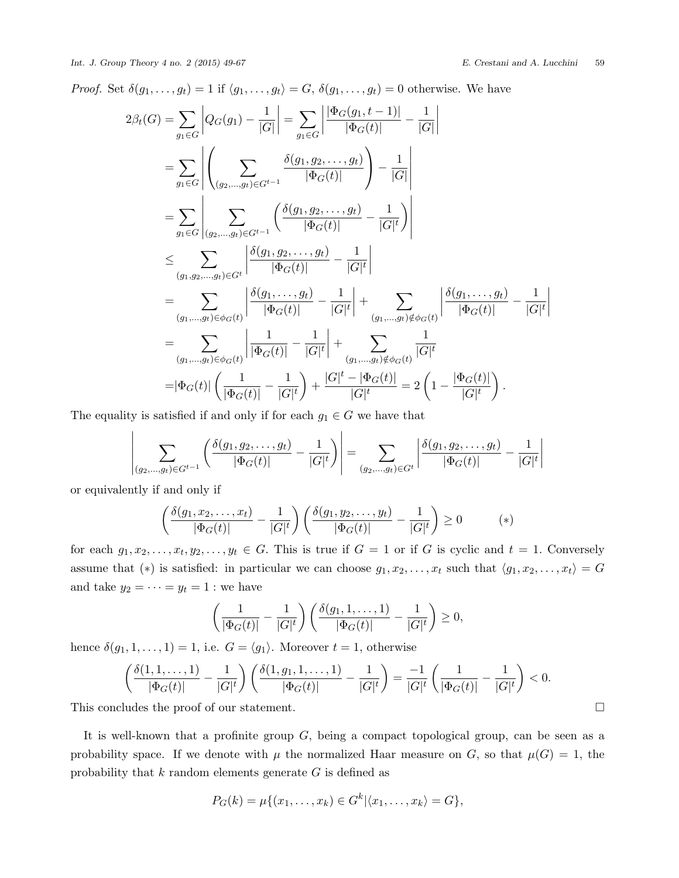*Proof.* Set $\delta(g_1, \dots, g_t) = 1$ if $\langle g_1, \dots, g_t \rangle = G$, $\delta(g_1, \dots, g_t) = 0$ otherwise. We have

$$
\begin{aligned}
2\beta_t(G) &= \sum_{g_1 \in G} \left| Q_G(g_1) - \frac{1}{|G|} \right| = \sum_{g_1 \in G} \left| \frac{|\Phi_G(g_1, t-1)|}{|\Phi_G(t)|} - \frac{1}{|G|} \right| \\
&= \sum_{g_1 \in G} \left| \left( \sum_{(g_2, \dots, g_t) \in G^{t-1}} \frac{\delta(g_1, g_2, \dots, g_t)}{|\Phi_G(t)|} \right) - \frac{1}{|G|} \right| \\
&= \sum_{g_1 \in G} \left| \sum_{(g_2, \dots, g_t) \in G^{t-1}} \left( \frac{\delta(g_1, g_2, \dots, g_t)}{|\Phi_G(t)|} - \frac{1}{|G|^t} \right) \right| \\
&\le \sum_{(g_1, g_2, \dots, g_t) \in G^t} \left| \frac{\delta(g_1, g_2, \dots, g_t)}{|\Phi_G(t)|} - \frac{1}{|G|^t} \right| \\
&= \sum_{(g_1, \dots, g_t) \in \phi_G(t)} \left| \frac{\delta(g_1, \dots, g_t)}{|\Phi_G(t)|} - \frac{1}{|G|^t} \right| + \sum_{(g_1, \dots, g_t) \notin \phi_G(t)} \left| \frac{\delta(g_1, \dots, g_t)}{|\Phi_G(t)|} - \frac{1}{|G|^t} \right| \\
&= \sum_{(g_1, \dots, g_t) \in \phi_G(t)} \left| \frac{1}{|\Phi_G(t)|} - \frac{1}{|G|^t} \right| + \sum_{(g_1, \dots, g_t) \notin \phi_G(t)} \frac{1}{|G|^t} \\
&= |\Phi_G(t)| \left( \frac{1}{|\Phi_G(t)|} - \frac{1}{|G|^t} \right) + \frac{|G|^t - |\Phi_G(t)|}{|G|^t} = 2 \left( 1 - \frac{|\Phi_G(t)|}{|G|^t} \right).
\end{aligned}
$$

The equality is satisfied if and only if for each $g_1 \in G$ we have that

$$
\left| \sum_{(g_2, \dots, g_t) \in G^{t-1}} \left( \frac{\delta(g_1, g_2, \dots, g_t)}{|\Phi_G(t)|} - \frac{1}{|G|^t} \right) \right| = \sum_{(g_2, \dots, g_t) \in G^t} \left| \frac{\delta(g_1, g_2, \dots, g_t)}{|\Phi_G(t)|} - \frac{1}{|G|^t} \right|
$$

or equivalently if and only if

$$
\left( \frac{\delta(g_1, x_2, \dots, x_t)}{|\Phi_G(t)|} - \frac{1}{|G|^t} \right) \left( \frac{\delta(g_1, y_2, \dots, y_t)}{|\Phi_G(t)|} - \frac{1}{|G|^t} \right) \ge 0 \qquad (*)
$$

for each $g_1, x_2, \dots, x_t, y_2, \dots, y_t \in G$. This is true if $G = 1$ or if $G$ is cyclic and $t = 1$. Conversely assume that $(*)$ is satisfied: in particular we can choose $g_1, x_2, \dots, x_t$ such that $\langle g_1, x_2, \dots, x_t \rangle = G$ and take $y_2 = \dots = y_t = 1$ : we have

$$
\left( \frac{1}{|\Phi_G(t)|} - \frac{1}{|G|^t} \right) \left( \frac{\delta(g_1, 1, \dots, 1)}{|\Phi_G(t)|} - \frac{1}{|G|^t} \right) \ge 0,
$$

hence $\delta(g_1, 1, \dots, 1) = 1$, i.e. $G = \langle g_1 \rangle$. Moreover $t = 1$, otherwise

$$
\left( \frac{\delta(1, 1, \dots, 1)}{|\Phi_G(t)|} - \frac{1}{|G|^t} \right) \left( \frac{\delta(1, g_1, 1, \dots, 1)}{|\Phi_G(t)|} - \frac{1}{|G|^t} \right) = \frac{-1}{|G|^t} \left( \frac{1}{|\Phi_G(t)|} - \frac{1}{|G|^t} \right) < 0.
$$

This concludes the proof of our statement. □

It is well-known that a profinite group $G$, being a compact topological group, can be seen as a probability space. If we denote with $\mu$ the normalized Haar measure on $G$, so that $\mu(G) = 1$, the probability that $k$ random elements generate $G$ is defined as

$$
P_G(k) = \mu\{(x_1, \dots, x_k) \in G^k | \langle x_1, \dots, x_k \rangle = G\},
$$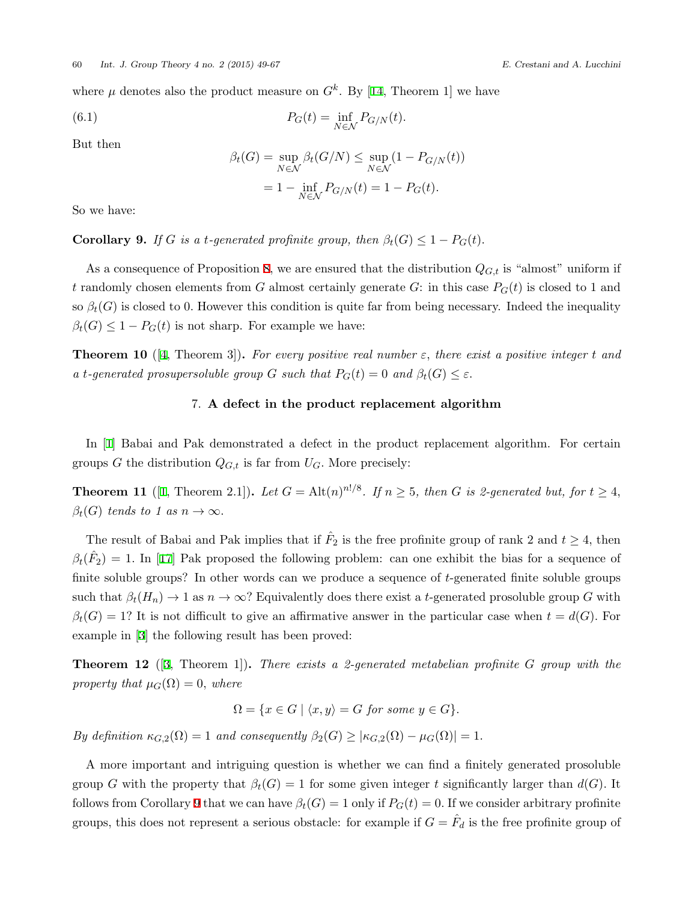where $\mu$ denotes also the product measure on $G^k$. By [14, Theorem 1] we have

$$P_G(t) = \inf_{N \in \mathcal{N}} P_{G/N}(t). \tag{6.1}$$

But then

$$\begin{aligned}
\beta_t(G) &= \sup_{N \in \mathcal{N}} \beta_t(G/N) \leq \sup_{N \in \mathcal{N}} (1 - P_{G/N}(t)) \\
&= 1 - \inf_{N \in \mathcal{N}} P_{G/N}(t) = 1 - P_G(t).
\end{aligned}$$

So we have:

**Corollary 9.** *If $G$ is a $t$-generated profinite group, then $\beta_t(G) \leq 1 - P_G(t)$.*

As a consequence of Proposition 8, we are ensured that the distribution $Q_{G,t}$ is "almost" uniform if $t$ randomly chosen elements from $G$ almost certainly generate $G$: in this case $P_G(t)$ is closed to 1 and so $\beta_t(G)$ is closed to 0. However this condition is quite far from being necessary. Indeed the inequality $\beta_t(G) \leq 1 - P_G(t)$ is not sharp. For example we have:

**Theorem 10** ([4, Theorem 3])**.** *For every positive real number $\varepsilon$, there exist a positive integer $t$ and a $t$-generated prosupersoluble group $G$ such that $P_G(t) = 0$ and $\beta_t(G) \leq \varepsilon$.*

## 7. A defect in the product replacement algorithm

In [1] Babai and Pak demonstrated a defect in the product replacement algorithm. For certain groups $G$ the distribution $Q_{G,t}$ is far from $U_G$. More precisely:

**Theorem 11** ([1, Theorem 2.1])**.** *Let $G = \mathrm{Alt}(n)^{n!/8}$. If $n \geq 5$, then $G$ is 2-generated but, for $t \geq 4$, $\beta_t(G)$ tends to 1 as $n \to \infty$.*

The result of Babai and Pak implies that if $\hat{F}_2$ is the free profinite group of rank 2 and $t \geq 4$, then $\beta_t(\hat{F}_2) = 1$. In [17] Pak proposed the following problem: can one exhibit the bias for a sequence of finite soluble groups? In other words can we produce a sequence of $t$-generated finite soluble groups such that $\beta_t(H_n) \to 1$ as $n \to \infty$? Equivalently does there exist a $t$-generated prosoluble group $G$ with $\beta_t(G) = 1$? It is not difficult to give an affirmative answer in the particular case when $t = d(G)$. For example in [3] the following result has been proved:

**Theorem 12** ([3, Theorem 1])**.** *There exists a 2-generated metabelian profinite $G$ group with the property that $\mu_G(\Omega) = 0$, where*

$$\Omega = \{x \in G \mid \langle x, y \rangle = G \text{ for some } y \in G\}.$$

*By definition $\kappa_{G,2}(\Omega) = 1$ and consequently $\beta_2(G) \geq |\kappa_{G,2}(\Omega) - \mu_G(\Omega)| = 1$.*

A more important and intriguing question is whether we can find a finitely generated prosoluble group $G$ with the property that $\beta_t(G) = 1$ for some given integer $t$ significantly larger than $d(G)$. It follows from Corollary 9 that we can have $\beta_t(G) = 1$ only if $P_G(t) = 0$. If we consider arbitrary profinite groups, this does not represent a serious obstacle: for example if $G = \hat{F}_d$ is the free profinite group of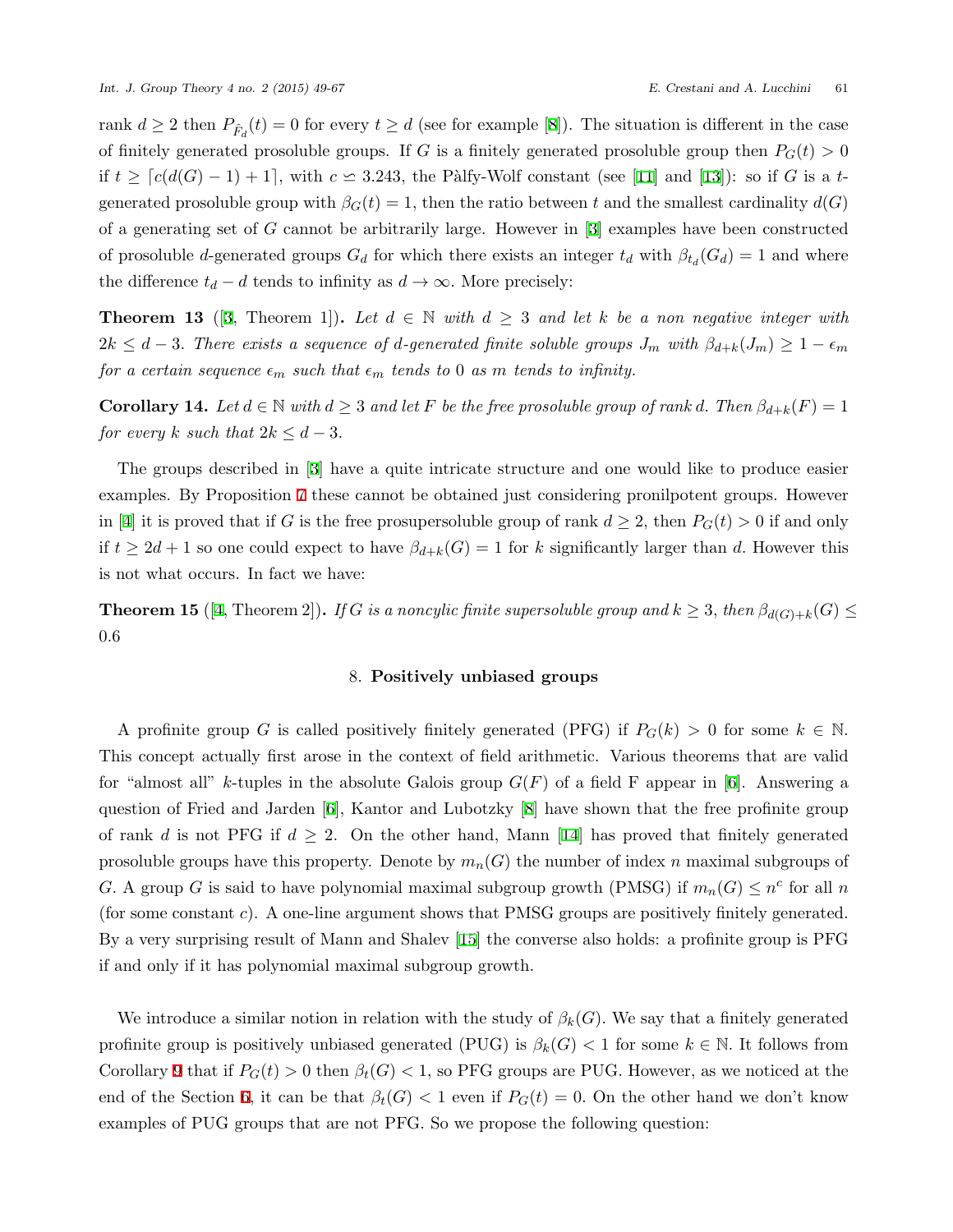rank $d \geq 2$ then $P_{\hat{F}_d}(t) = 0$ for every $t \geq d$ (see for example [8]). The situation is different in the case of finitely generated prosoluble groups. If $G$ is a finitely generated prosoluble group then $P_G(t) > 0$ if $t \geq \lceil c(d(G) - 1) + 1 \rceil$, with $c \backsimeq 3.243$, the Pàlfy-Wolf constant (see [11] and [13]): so if $G$ is a $t$-generated prosoluble group with $\beta_G(t) = 1$, then the ratio between $t$ and the smallest cardinality $d(G)$ of a generating set of $G$ cannot be arbitrarily large. However in [3] examples have been constructed of prosoluble $d$-generated groups $G_d$ for which there exists an integer $t_d$ with $\beta_{t_d}(G_d) = 1$ and where the difference $t_d - d$ tends to infinity as $d \to \infty$. More precisely:

**Theorem 13** ([3, Theorem 1]). *Let $d \in \mathbb{N}$ with $d \geq 3$ and let $k$ be a non negative integer with $2k \leq d - 3$. There exists a sequence of $d$-generated finite soluble groups $J_m$ with $\beta_{d+k}(J_m) \geq 1 - \epsilon_m$ for a certain sequence $\epsilon_m$ such that $\epsilon_m$ tends to 0 as $m$ tends to infinity.*

**Corollary 14.** *Let $d \in \mathbb{N}$ with $d \geq 3$ and let $F$ be the free prosoluble group of rank $d$. Then $\beta_{d+k}(F) = 1$ for every $k$ such that $2k \leq d - 3$.*

The groups described in [3] have a quite intricate structure and one would like to produce easier examples. By Proposition 7 these cannot be obtained just considering pronilpotent groups. However in [4] it is proved that if $G$ is the free prosupersoluble group of rank $d \geq 2$, then $P_G(t) > 0$ if and only if $t \geq 2d + 1$ so one could expect to have $\beta_{d+k}(G) = 1$ for $k$ significantly larger than $d$. However this is not what occurs. In fact we have:

**Theorem 15** ([4, Theorem 2]). *If $G$ is a noncylic finite supersoluble group and $k \geq 3$, then $\beta_{d(G)+k}(G) \leq 0.6$*

## 8. Positively unbiased groups

A profinite group $G$ is called positively finitely generated (PFG) if $P_G(k) > 0$ for some $k \in \mathbb{N}$. This concept actually first arose in the context of field arithmetic. Various theorems that are valid for "almost all" $k$-tuples in the absolute Galois group $G(F)$ of a field F appear in [6]. Answering a question of Fried and Jarden [6], Kantor and Lubotzky [8] have shown that the free profinite group of rank $d$ is not PFG if $d \geq 2$. On the other hand, Mann [14] has proved that finitely generated prosoluble groups have this property. Denote by $m_n(G)$ the number of index $n$ maximal subgroups of $G$. A group $G$ is said to have polynomial maximal subgroup growth (PMSG) if $m_n(G) \leq n^c$ for all $n$ (for some constant $c$). A one-line argument shows that PMSG groups are positively finitely generated. By a very surprising result of Mann and Shalev [15] the converse also holds: a profinite group is PFG if and only if it has polynomial maximal subgroup growth.

We introduce a similar notion in relation with the study of $\beta_k(G)$. We say that a finitely generated profinite group is positively unbiased generated (PUG) is $\beta_k(G) < 1$ for some $k \in \mathbb{N}$. It follows from Corollary 9 that if $P_G(t) > 0$ then $\beta_t(G) < 1$, so PFG groups are PUG. However, as we noticed at the end of the Section 6, it can be that $\beta_t(G) < 1$ even if $P_G(t) = 0$. On the other hand we don't know examples of PUG groups that are not PFG. So we propose the following question: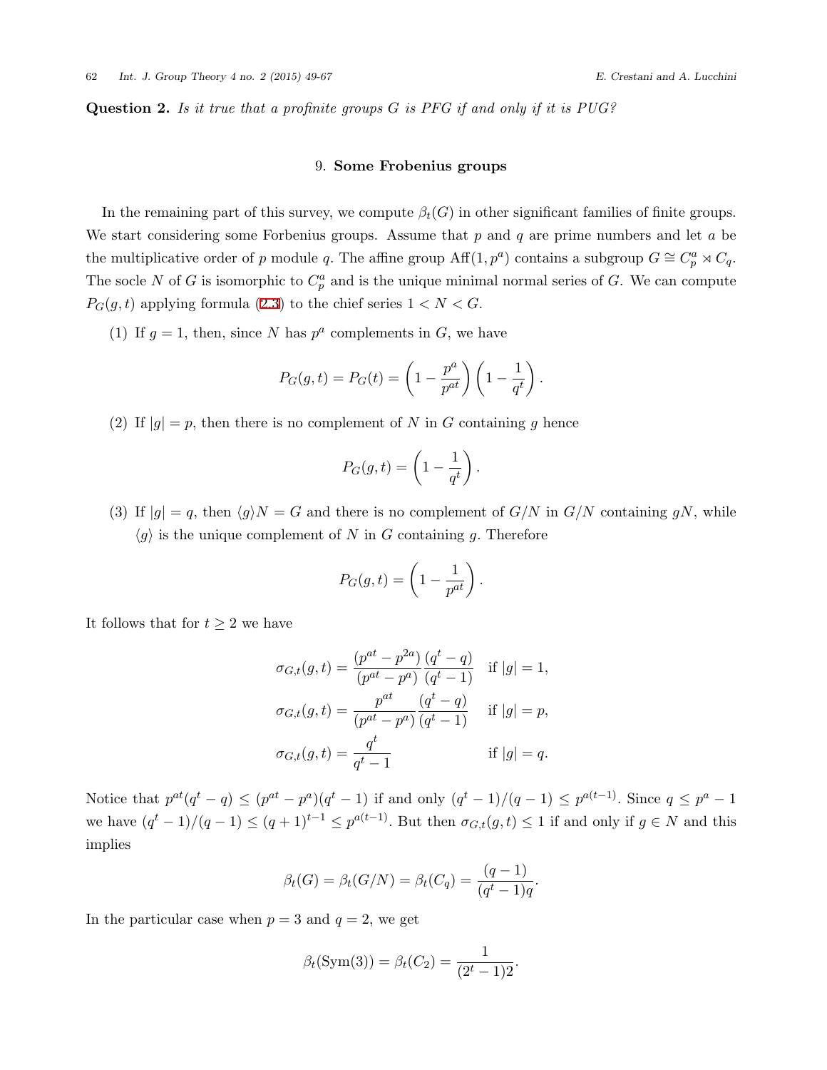**Question 2.** *Is it true that a profinite groups $G$ is PFG if and only if it is PUG?*

## 9. Some Frobenius groups

In the remaining part of this survey, we compute $\beta_t(G)$ in other significant families of finite groups. We start considering some Forbenius groups. Assume that $p$ and $q$ are prime numbers and let $a$ be the multiplicative order of $p$ module $q$. The affine group $\mathrm{Aff}(1, p^a)$ contains a subgroup $G \cong C_p^a \rtimes C_q$. The socle $N$ of $G$ is isomorphic to $C_p^a$ and is the unique minimal normal series of $G$. We can compute $P_G(g, t)$ applying formula (2.3) to the chief series $1 < N < G$.

(1) If $g = 1$, then, since $N$ has $p^a$ complements in $G$, we have

$$P_G(g, t) = P_G(t) = \left(1 - \frac{p^a}{p^{at}}\right)\left(1 - \frac{1}{q^t}\right).$$

(2) If $|g| = p$, then there is no complement of $N$ in $G$ containing $g$ hence

$$P_G(g, t) = \left(1 - \frac{1}{q^t}\right).$$

(3) If $|g| = q$, then $\langle g \rangle N = G$ and there is no complement of $G/N$ in $G/N$ containing $gN$, while $\langle g \rangle$ is the unique complement of $N$ in $G$ containing $g$. Therefore

$$P_G(g, t) = \left(1 - \frac{1}{p^{at}}\right).$$

It follows that for $t \geq 2$ we have

$$\sigma_{G,t}(g, t) = \frac{(p^{at} - p^{2a})}{(p^{at} - p^a)} \frac{(q^t - q)}{(q^t - 1)} \quad \text{if } |g| = 1,$$

$$\sigma_{G,t}(g, t) = \frac{p^{at}}{(p^{at} - p^a)} \frac{(q^t - q)}{(q^t - 1)} \quad \text{if } |g| = p,$$

$$\sigma_{G,t}(g, t) = \frac{q^t}{q^t - 1} \quad \text{if } |g| = q.$$

Notice that $p^{at}(q^t - q) \leq (p^{at} - p^a)(q^t - 1)$ if and only $(q^t - 1)/(q - 1) \leq p^{a(t-1)}$. Since $q \leq p^a - 1$ we have $(q^t - 1)/(q - 1) \leq (q + 1)^{t-1} \leq p^{a(t-1)}$. But then $\sigma_{G,t}(g, t) \leq 1$ if and only if $g \in N$ and this implies

$$\beta_t(G) = \beta_t(G/N) = \beta_t(C_q) = \frac{(q - 1)}{(q^t - 1)q}.$$

In the particular case when $p = 3$ and $q = 2$, we get

$$\beta_t(\mathrm{Sym}(3)) = \beta_t(C_2) = \frac{1}{(2^t - 1)2}.$$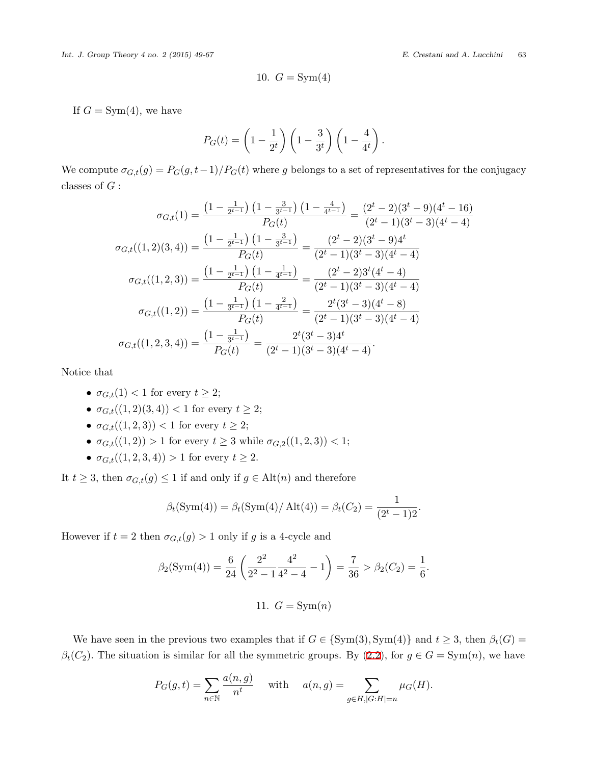## 10. $G = \mathrm{Sym}(4)$

If $G = \mathrm{Sym}(4)$, we have

$$P_G(t) = \left(1 - \frac{1}{2^t}\right)\left(1 - \frac{3}{3^t}\right)\left(1 - \frac{4}{4^t}\right).$$

We compute $\sigma_{G,t}(g) = P_G(g, t-1)/P_G(t)$ where $g$ belongs to a set of representatives for the conjugacy classes of $G$ :

$$\sigma_{G,t}(1) = \frac{\left(1 - \frac{1}{2^{t-1}}\right)\left(1 - \frac{3}{3^{t-1}}\right)\left(1 - \frac{4}{4^{t-1}}\right)}{P_G(t)} = \frac{(2^t-2)(3^t-9)(4^t-16)}{(2^t-1)(3^t-3)(4^t-4)}$$

$$\sigma_{G,t}((1,2)(3,4)) = \frac{\left(1 - \frac{1}{2^{t-1}}\right)\left(1 - \frac{3}{3^{t-1}}\right)}{P_G(t)} = \frac{(2^t-2)(3^t-9)4^t}{(2^t-1)(3^t-3)(4^t-4)}$$

$$\sigma_{G,t}((1,2,3)) = \frac{\left(1 - \frac{1}{2^{t-1}}\right)\left(1 - \frac{1}{4^{t-1}}\right)}{P_G(t)} = \frac{(2^t-2)3^t(4^t-4)}{(2^t-1)(3^t-3)(4^t-4)}$$

$$\sigma_{G,t}((1,2)) = \frac{\left(1 - \frac{1}{3^{t-1}}\right)\left(1 - \frac{2}{4^{t-1}}\right)}{P_G(t)} = \frac{2^t(3^t-3)(4^t-8)}{(2^t-1)(3^t-3)(4^t-4)}$$

$$\sigma_{G,t}((1,2,3,4)) = \frac{\left(1 - \frac{1}{3^{t-1}}\right)}{P_G(t)} = \frac{2^t(3^t-3)4^t}{(2^t-1)(3^t-3)(4^t-4)}.$$

Notice that

- $\sigma_{G,t}(1) < 1$ for every $t \geq 2$;
- $\sigma_{G,t}((1,2)(3,4)) < 1$ for every $t \geq 2$;
- $\sigma_{G,t}((1,2,3)) < 1$ for every $t \geq 2$;
- $\sigma_{G,t}((1,2)) > 1$ for every $t \geq 3$ while $\sigma_{G,2}((1,2,3)) < 1$;
- $\sigma_{G,t}((1,2,3,4)) > 1$ for every $t \geq 2$.

It $t \geq 3$, then $\sigma_{G,t}(g) \leq 1$ if and only if $g \in \mathrm{Alt}(n)$ and therefore

$$\beta_t(\mathrm{Sym}(4)) = \beta_t(\mathrm{Sym}(4)/\mathrm{Alt}(4)) = \beta_t(C_2) = \frac{1}{(2^t-1)2}.$$

However if $t = 2$ then $\sigma_{G,t}(g) > 1$ only if $g$ is a 4-cycle and

$$\beta_2(\mathrm{Sym}(4)) = \frac{6}{24}\left(\frac{2^2}{2^2-1}\frac{4^2}{4^2-4} - 1\right) = \frac{7}{36} > \beta_2(C_2) = \frac{1}{6}.$$

## 11. $G = \mathrm{Sym}(n)$

We have seen in the previous two examples that if $G \in \{\mathrm{Sym}(3), \mathrm{Sym}(4)\}$ and $t \geq 3$, then $\beta_t(G) = \beta_t(C_2)$. The situation is similar for all the symmetric groups. By (2.2), for $g \in G = \mathrm{Sym}(n)$, we have

$$P_G(g,t) = \sum_{n \in \mathbb{N}} \frac{a(n,g)}{n^t} \quad \text{with} \quad a(n,g) = \sum_{g \in H, |G:H|=n} \mu_G(H).$$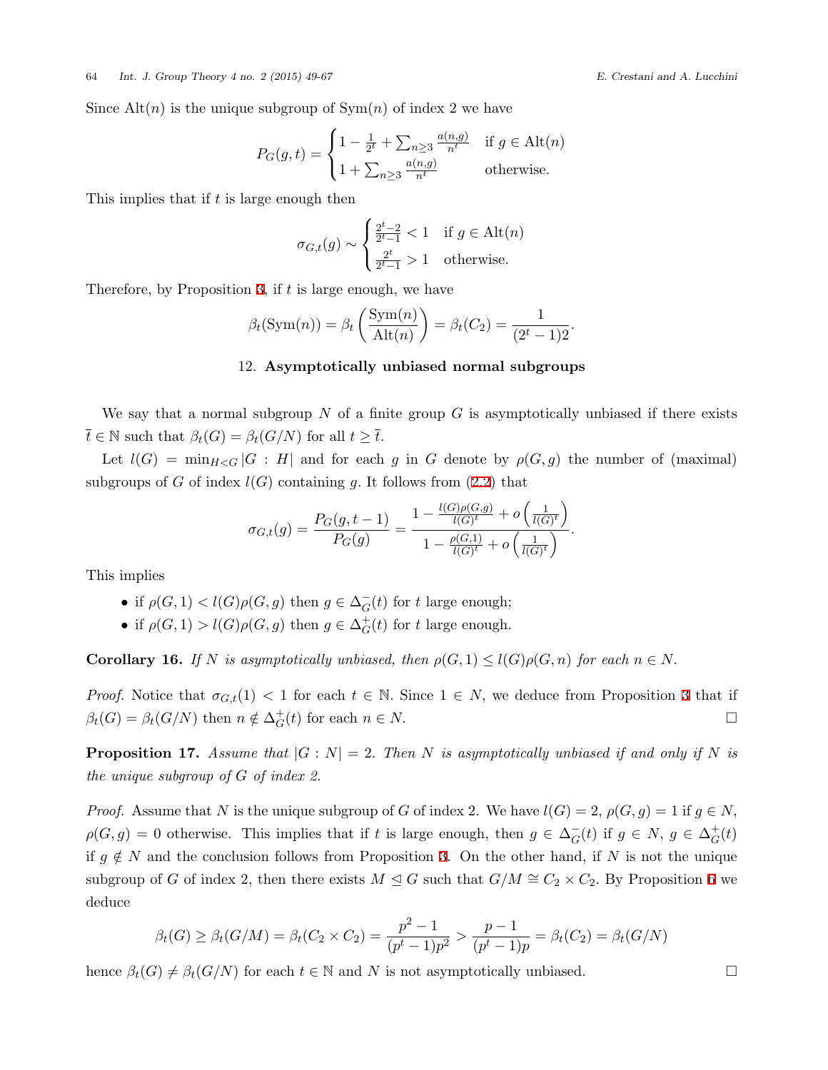Since $\mathrm{Alt}(n)$ is the unique subgroup of $\mathrm{Sym}(n)$ of index 2 we have

$$P_G(g,t) = \begin{cases} 1 - \frac{1}{2^t} + \sum_{n\geq 3} \frac{a(n,g)}{n^t} & \text{if } g \in \mathrm{Alt}(n) \\ 1 + \sum_{n\geq 3} \frac{a(n,g)}{n^t} & \text{otherwise.} \end{cases}$$

This implies that if $t$ is large enough then

$$\sigma_{G,t}(g) \sim \begin{cases} \frac{2^t-2}{2^t-1} < 1 & \text{if } g \in \mathrm{Alt}(n) \\ \frac{2^t}{2^t-1} > 1 & \text{otherwise.} \end{cases}$$

Therefore, by Proposition 3, if $t$ is large enough, we have

$$\beta_t(\mathrm{Sym}(n)) = \beta_t\left(\frac{\mathrm{Sym}(n)}{\mathrm{Alt}(n)}\right) = \beta_t(C_2) = \frac{1}{(2^t-1)2}.$$

## 12. Asymptotically unbiased normal subgroups

We say that a normal subgroup $N$ of a finite group $G$ is asymptotically unbiased if there exists $\bar{t} \in \mathbb{N}$ such that $\beta_t(G) = \beta_t(G/N)$ for all $t \geq \bar{t}$.

Let $l(G) = \min_{H<G} |G : H|$ and for each $g$ in $G$ denote by $\rho(G,g)$ the number of (maximal) subgroups of $G$ of index $l(G)$ containing $g$. It follows from (2.2) that

$$\sigma_{G,t}(g) = \frac{P_G(g,t-1)}{P_G(g)} = \frac{1 - \frac{l(G)\rho(G,g)}{l(G)^t} + o\left(\frac{1}{l(G)^t}\right)}{1 - \frac{\rho(G,1)}{l(G)^t} + o\left(\frac{1}{l(G)^t}\right)}.$$

This implies

- if $\rho(G,1) < l(G)\rho(G,g)$ then $g \in \Delta_G^-(t)$ for $t$ large enough;
- if $\rho(G,1) > l(G)\rho(G,g)$ then $g \in \Delta_G^+(t)$ for $t$ large enough.

**Corollary 16.** *If $N$ is asymptotically unbiased, then $\rho(G,1) \leq l(G)\rho(G,n)$ for each $n \in N$.*

*Proof.* Notice that $\sigma_{G,t}(1) < 1$ for each $t \in \mathbb{N}$. Since $1 \in N$, we deduce from Proposition 3 that if $\beta_t(G) = \beta_t(G/N)$ then $n \notin \Delta_G^+(t)$ for each $n \in N$. □

**Proposition 17.** *Assume that $|G : N| = 2$. Then $N$ is asymptotically unbiased if and only if $N$ is the unique subgroup of $G$ of index 2.*

*Proof.* Assume that $N$ is the unique subgroup of $G$ of index 2. We have $l(G) = 2$, $\rho(G,g) = 1$ if $g \in N$, $\rho(G,g) = 0$ otherwise. This implies that if $t$ is large enough, then $g \in \Delta_G^-(t)$ if $g \in N$, $g \in \Delta_G^+(t)$ if $g \notin N$ and the conclusion follows from Proposition 3. On the other hand, if $N$ is not the unique subgroup of $G$ of index 2, then there exists $M \trianglelefteq G$ such that $G/M \cong C_2 \times C_2$. By Proposition 6 we deduce

$$\beta_t(G) \geq \beta_t(G/M) = \beta_t(C_2 \times C_2) = \frac{p^2-1}{(p^t-1)p^2} > \frac{p-1}{(p^t-1)p} = \beta_t(C_2) = \beta_t(G/N)$$

hence $\beta_t(G) \neq \beta_t(G/N)$ for each $t \in \mathbb{N}$ and $N$ is not asymptotically unbiased. □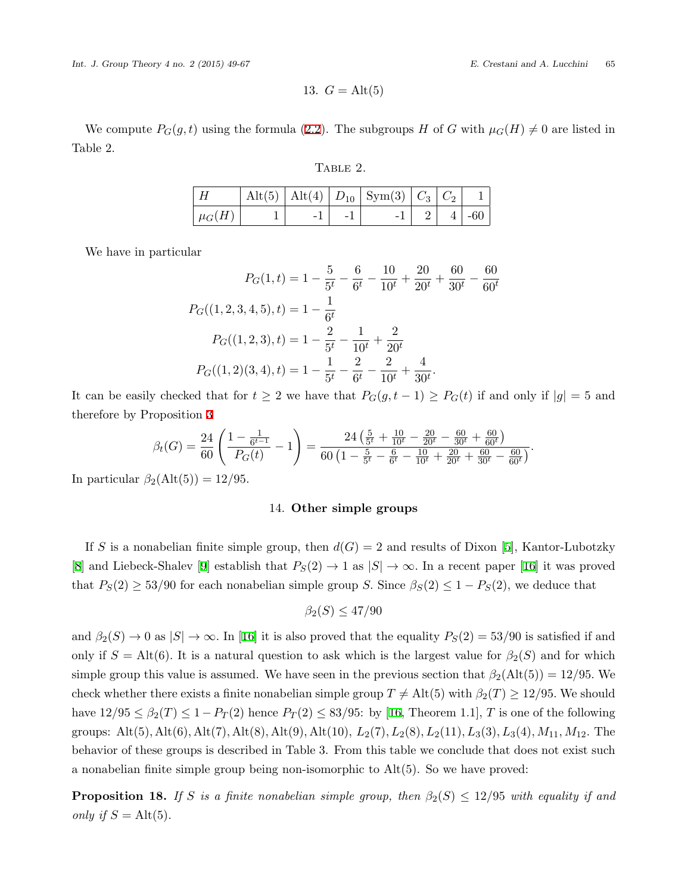## 13. $G = \mathrm{Alt}(5)$

We compute $P_G(g,t)$ using the formula (2.2). The subgroups $H$ of $G$ with $\mu_G(H) \neq 0$ are listed in Table 2.

TABLE 2.

| $H$ | Alt(5) | Alt(4) | $D_{10}$ | Sym(3) | $C_3$ | $C_2$ | 1 |
|---|---|---|---|---|---|---|---|
| $\mu_G(H)$ | 1 | -1 | -1 | -1 | 2 | 4 | -60 |

We have in particular

$$
\begin{aligned}
P_G(1,t) &= 1 - \frac{5}{5^t} - \frac{6}{6^t} - \frac{10}{10^t} + \frac{20}{20^t} + \frac{60}{30^t} - \frac{60}{60^t} \\
P_G((1,2,3,4,5),t) &= 1 - \frac{1}{6^t} \\
P_G((1,2,3),t) &= 1 - \frac{2}{5^t} - \frac{1}{10^t} + \frac{2}{20^t} \\
P_G((1,2)(3,4),t) &= 1 - \frac{1}{5^t} - \frac{2}{6^t} - \frac{2}{10^t} + \frac{4}{30^t}.
\end{aligned}
$$

It can be easily checked that for $t \geq 2$ we have that $P_G(g,t-1) \geq P_G(t)$ if and only if $|g| = 5$ and therefore by Proposition 3

$$
\beta_t(G) = \frac{24}{60}\left(\frac{1-\frac{1}{6^{t-1}}}{P_G(t)} - 1\right) = \frac{24\left(\frac{5}{5^t} + \frac{10}{10^t} - \frac{20}{20^t} - \frac{60}{30^t} + \frac{60}{60^t}\right)}{60\left(1 - \frac{5}{5^t} - \frac{6}{6^t} - \frac{10}{10^t} + \frac{20}{20^t} + \frac{60}{30^t} - \frac{60}{60^t}\right)}.
$$

In particular $\beta_2(\mathrm{Alt}(5)) = 12/95$.

## 14. Other simple groups

If $S$ is a nonabelian finite simple group, then $d(G) = 2$ and results of Dixon [5], Kantor-Lubotzky [8] and Liebeck-Shalev [9] establish that $P_S(2) \to 1$ as $|S| \to \infty$. In a recent paper [16] it was proved that $P_S(2) \geq 53/90$ for each nonabelian simple group $S$. Since $\beta_S(2) \leq 1 - P_S(2)$, we deduce that

$$
\beta_2(S) \leq 47/90
$$

and $\beta_2(S) \to 0$ as $|S| \to \infty$. In [16] it is also proved that the equality $P_S(2) = 53/90$ is satisfied if and only if $S = \mathrm{Alt}(6)$. It is a natural question to ask which is the largest value for $\beta_2(S)$ and for which simple group this value is assumed. We have seen in the previous section that $\beta_2(\mathrm{Alt}(5)) = 12/95$. We check whether there exists a finite nonabelian simple group $T \neq \mathrm{Alt}(5)$ with $\beta_2(T) \geq 12/95$. We should have $12/95 \leq \beta_2(T) \leq 1 - P_T(2)$ hence $P_T(2) \leq 83/95$: by [16, Theorem 1.1], $T$ is one of the following groups: $\mathrm{Alt}(5), \mathrm{Alt}(6), \mathrm{Alt}(7), \mathrm{Alt}(8), \mathrm{Alt}(9), \mathrm{Alt}(10)$, $L_2(7), L_2(8), L_2(11), L_3(3), L_3(4), M_{11}, M_{12}$. The behavior of these groups is described in Table 3. From this table we conclude that does not exist such a nonabelian finite simple group being non-isomorphic to $\mathrm{Alt}(5)$. So we have proved:

**Proposition 18.** *If $S$ is a finite nonabelian simple group, then $\beta_2(S) \leq 12/95$ with equality if and only if $S = \mathrm{Alt}(5)$.*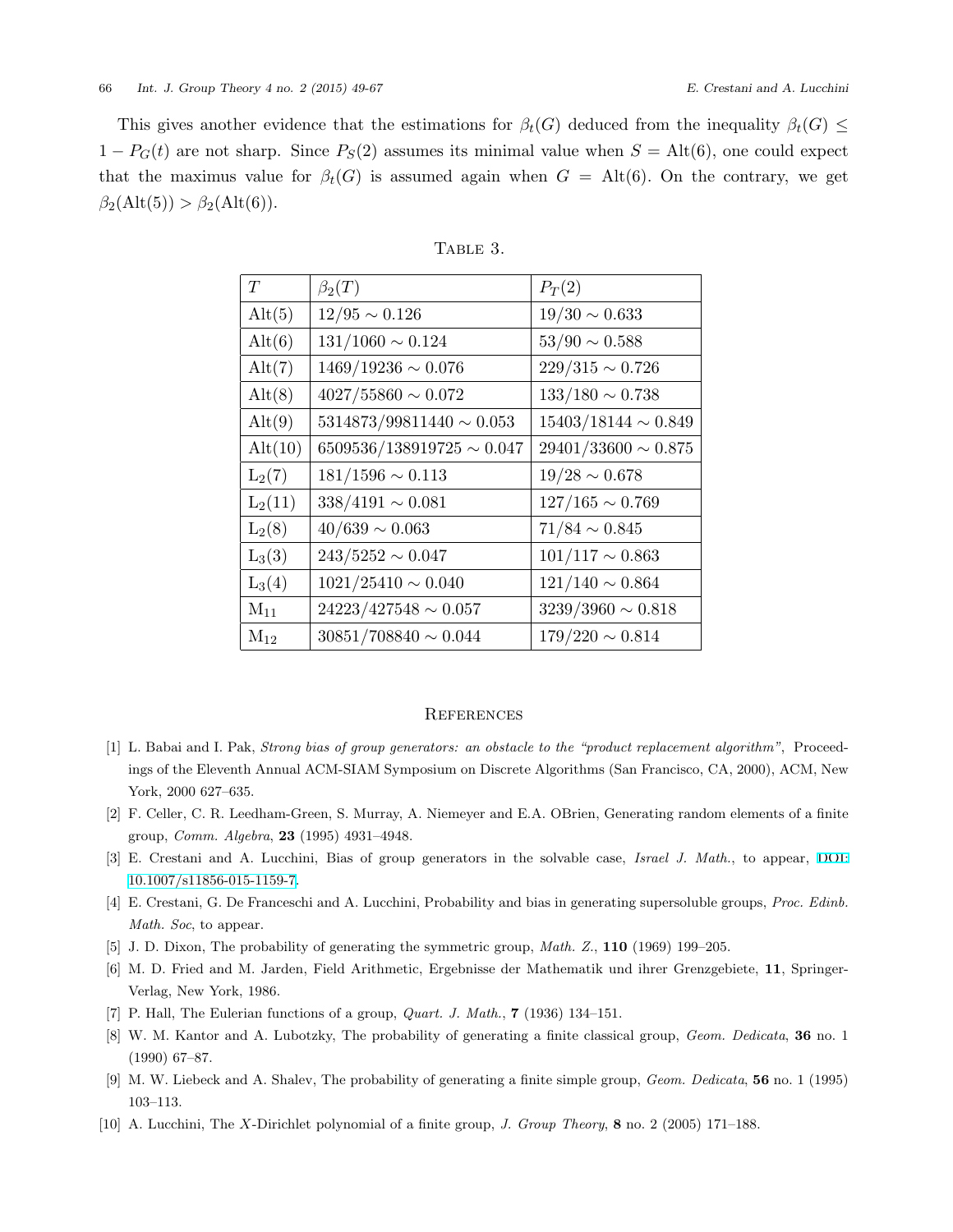This gives another evidence that the estimations for $\beta_t(G)$ deduced from the inequality $\beta_t(G) \leq 1 - P_G(t)$ are not sharp. Since $P_S(2)$ assumes its minimal value when $S = \mathrm{Alt}(6)$, one could expect that the maximus value for $\beta_t(G)$ is assumed again when $G = \mathrm{Alt}(6)$. On the contrary, we get $\beta_2(\mathrm{Alt}(5)) > \beta_2(\mathrm{Alt}(6))$.

Table 3.

| $T$ | $\beta_2(T)$ | $P_T(2)$ |
|---|---|---|
| $\mathrm{Alt}(5)$ | $12/95 \sim 0.126$ | $19/30 \sim 0.633$ |
| $\mathrm{Alt}(6)$ | $131/1060 \sim 0.124$ | $53/90 \sim 0.588$ |
| $\mathrm{Alt}(7)$ | $1469/19236 \sim 0.076$ | $229/315 \sim 0.726$ |
| $\mathrm{Alt}(8)$ | $4027/55860 \sim 0.072$ | $133/180 \sim 0.738$ |
| $\mathrm{Alt}(9)$ | $5314873/99811440 \sim 0.053$ | $15403/18144 \sim 0.849$ |
| $\mathrm{Alt}(10)$ | $6509536/138919725 \sim 0.047$ | $29401/33600 \sim 0.875$ |
| $\mathrm{L}_2(7)$ | $181/1596 \sim 0.113$ | $19/28 \sim 0.678$ |
| $\mathrm{L}_2(11)$ | $338/4191 \sim 0.081$ | $127/165 \sim 0.769$ |
| $\mathrm{L}_2(8)$ | $40/639 \sim 0.063$ | $71/84 \sim 0.845$ |
| $\mathrm{L}_3(3)$ | $243/5252 \sim 0.047$ | $101/117 \sim 0.863$ |
| $\mathrm{L}_3(4)$ | $1021/25410 \sim 0.040$ | $121/140 \sim 0.864$ |
| $\mathrm{M}_{11}$ | $24223/427548 \sim 0.057$ | $3239/3960 \sim 0.818$ |
| $\mathrm{M}_{12}$ | $30851/708840 \sim 0.044$ | $179/220 \sim 0.814$ |

## References

[1] L. Babai and I. Pak, *Strong bias of group generators: an obstacle to the "product replacement algorithm"*, Proceedings of the Eleventh Annual ACM-SIAM Symposium on Discrete Algorithms (San Francisco, CA, 2000), ACM, New York, 2000 627–635.

[2] F. Celler, C. R. Leedham-Green, S. Murray, A. Niemeyer and E.A. OBrien, Generating random elements of a finite group, *Comm. Algebra*, **23** (1995) 4931–4948.

[3] E. Crestani and A. Lucchini, Bias of group generators in the solvable case, *Israel J. Math.*, to appear, DOI: 10.1007/s11856-015-1159-7.

[4] E. Crestani, G. De Franceschi and A. Lucchini, Probability and bias in generating supersoluble groups, *Proc. Edinb. Math. Soc*, to appear.

[5] J. D. Dixon, The probability of generating the symmetric group, *Math. Z.*, **110** (1969) 199–205.

[6] M. D. Fried and M. Jarden, Field Arithmetic, Ergebnisse der Mathematik und ihrer Grenzgebiete, **11**, Springer-Verlag, New York, 1986.

[7] P. Hall, The Eulerian functions of a group, *Quart. J. Math.*, **7** (1936) 134–151.

[8] W. M. Kantor and A. Lubotzky, The probability of generating a finite classical group, *Geom. Dedicata*, **36** no. 1 (1990) 67–87.

[9] M. W. Liebeck and A. Shalev, The probability of generating a finite simple group, *Geom. Dedicata*, **56** no. 1 (1995) 103–113.

[10] A. Lucchini, The *X*-Dirichlet polynomial of a finite group, *J. Group Theory*, **8** no. 2 (2005) 171–188.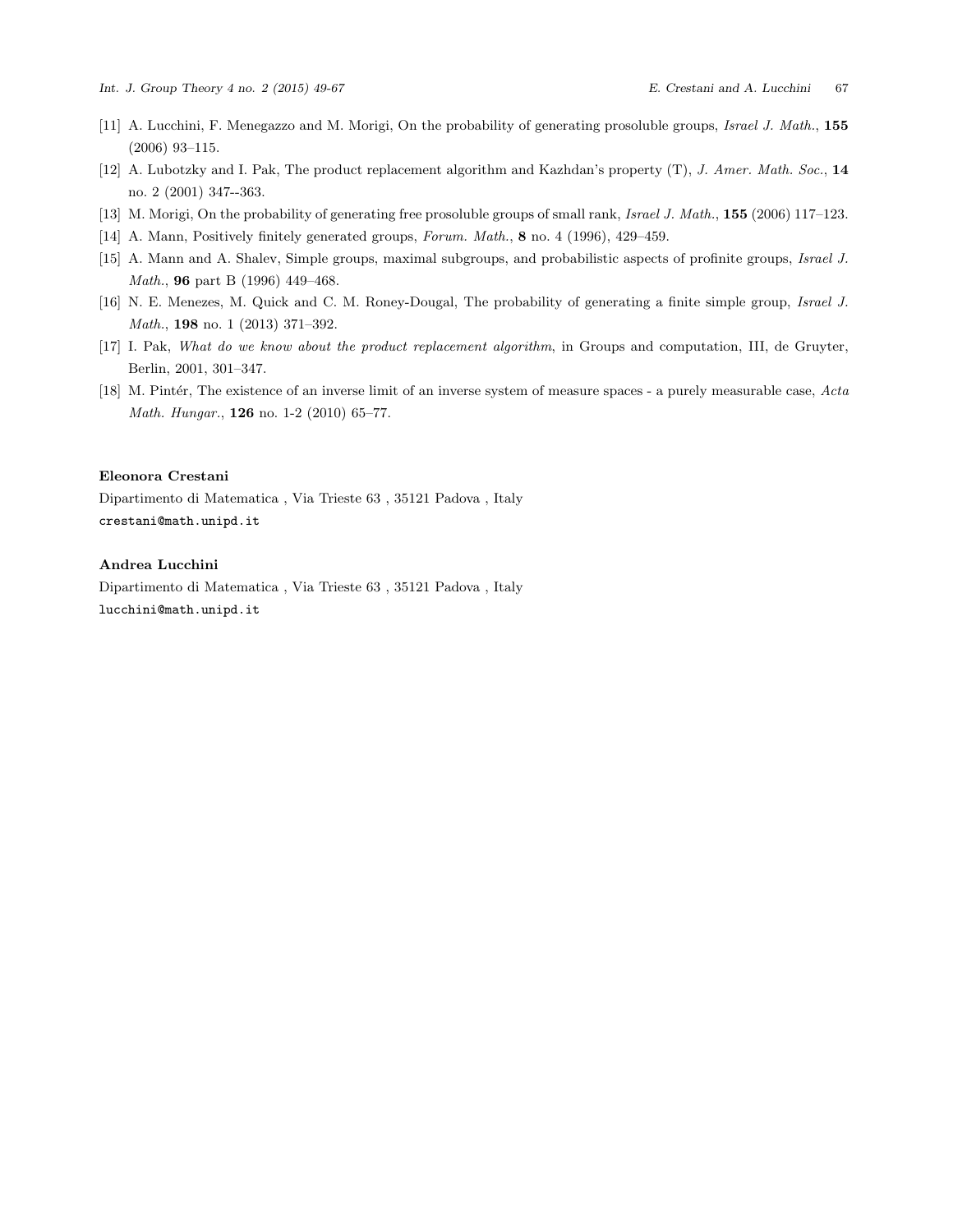[11] A. Lucchini, F. Menegazzo and M. Morigi, On the probability of generating prosoluble groups, *Israel J. Math.*, **155** (2006) 93–115.

[12] A. Lubotzky and I. Pak, The product replacement algorithm and Kazhdan's property (T), *J. Amer. Math. Soc.*, **14** no. 2 (2001) 347--363.

[13] M. Morigi, On the probability of generating free prosoluble groups of small rank, *Israel J. Math.*, **155** (2006) 117–123.

[14] A. Mann, Positively finitely generated groups, *Forum. Math.*, **8** no. 4 (1996), 429–459.

[15] A. Mann and A. Shalev, Simple groups, maximal subgroups, and probabilistic aspects of profinite groups, *Israel J. Math.*, **96** part B (1996) 449–468.

[16] N. E. Menezes, M. Quick and C. M. Roney-Dougal, The probability of generating a finite simple group, *Israel J. Math.*, **198** no. 1 (2013) 371–392.

[17] I. Pak, *What do we know about the product replacement algorithm*, in Groups and computation, III, de Gruyter, Berlin, 2001, 301–347.

[18] M. Pintér, The existence of an inverse limit of an inverse system of measure spaces - a purely measurable case, *Acta Math. Hungar.*, **126** no. 1-2 (2010) 65–77.

**Eleonora Crestani**
Dipartimento di Matematica , Via Trieste 63 , 35121 Padova , Italy
crestani@math.unipd.it

**Andrea Lucchini**
Dipartimento di Matematica , Via Trieste 63 , 35121 Padova , Italy
lucchini@math.unipd.it